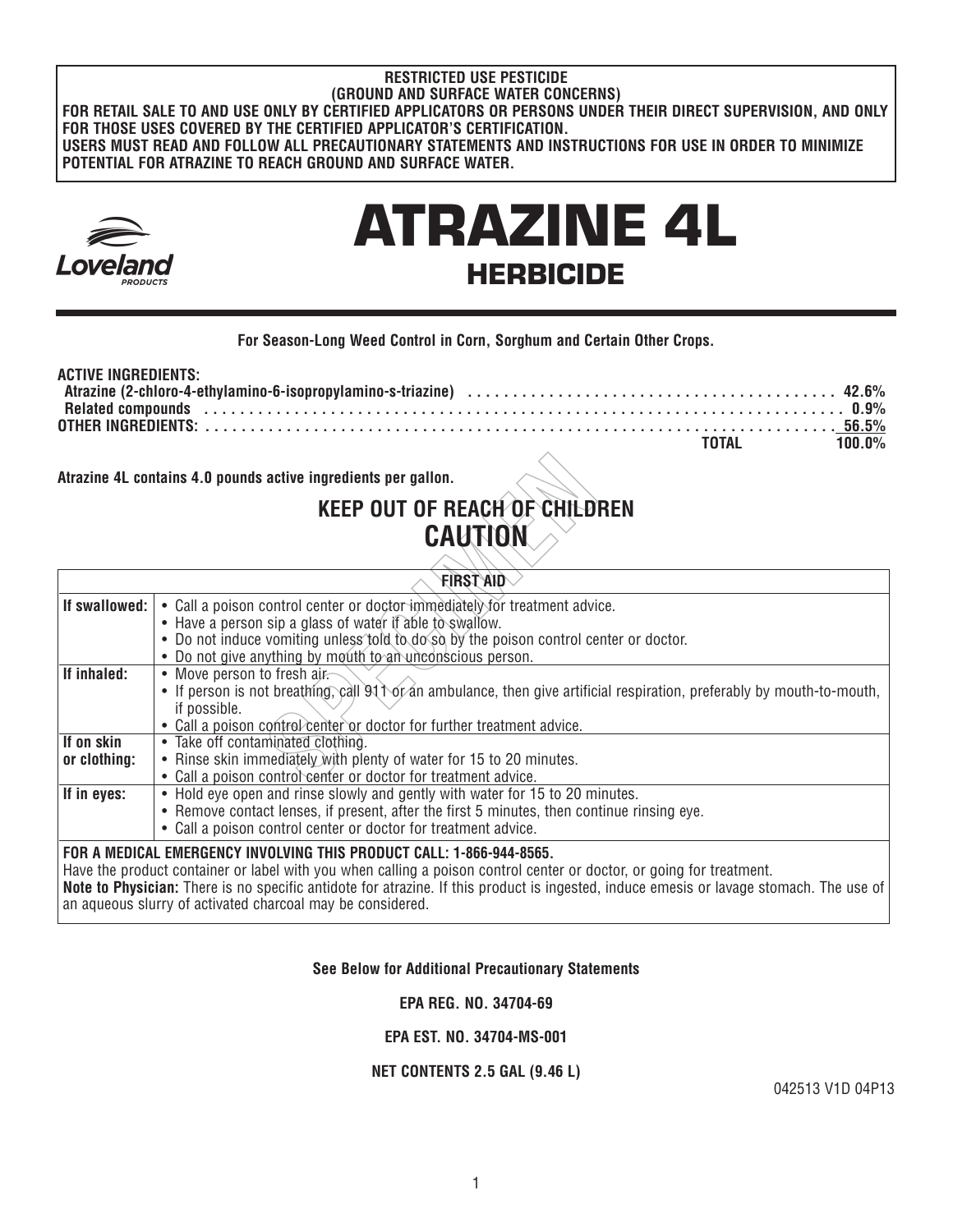**RESTRICTED USE PESTICIDE**
**(GROUND AND SURFACE WATER CONCERNS)**
**FOR RETAIL SALE TO AND USE ONLY BY CERTIFIED APPLICATORS OR PERSONS UNDER THEIR DIRECT SUPERVISION, AND ONLY FOR THOSE USES COVERED BY THE CERTIFIED APPLICATOR'S CERTIFICATION.**
**USERS MUST READ AND FOLLOW ALL PRECAUTIONARY STATEMENTS AND INSTRUCTIONS FOR USE IN ORDER TO MINIMIZE POTENTIAL FOR ATRAZINE TO REACH GROUND AND SURFACE WATER.**

Loveland PRODUCTS

# ATRAZINE 4L

## HERBICIDE

**For Season-Long Weed Control in Corn, Sorghum and Certain Other Crops.**

| ACTIVE INGREDIENTS: | |
|---|---|
| Atrazine (2-chloro-4-ethylamino-6-isopropylamino-s-triazine) | 42.6% |
| Related compounds | 0.9% |
| OTHER INGREDIENTS: | 56.5% |
| TOTAL | 100.0% |

**Atrazine 4L contains 4.0 pounds active ingredients per gallon.**

## KEEP OUT OF REACH OF CHILDREN

## CAUTION

| FIRST AID | |
|---|---|
| **If swallowed:** | • Call a poison control center or doctor immediately for treatment advice.<br>• Have a person sip a glass of water if able to swallow.<br>• Do not induce vomiting unless told to do so by the poison control center or doctor.<br>• Do not give anything by mouth to an unconscious person. |
| **If inhaled:** | • Move person to fresh air.<br>• If person is not breathing, call 911 or an ambulance, then give artificial respiration, preferably by mouth-to-mouth, if possible.<br>• Call a poison control center or doctor for further treatment advice. |
| **If on skin or clothing:** | • Take off contaminated clothing.<br>• Rinse skin immediately with plenty of water for 15 to 20 minutes.<br>• Call a poison control center or doctor for treatment advice. |
| **If in eyes:** | • Hold eye open and rinse slowly and gently with water for 15 to 20 minutes.<br>• Remove contact lenses, if present, after the first 5 minutes, then continue rinsing eye.<br>• Call a poison control center or doctor for treatment advice. |

**FOR A MEDICAL EMERGENCY INVOLVING THIS PRODUCT CALL: 1-866-944-8565.**
Have the product container or label with you when calling a poison control center or doctor, or going for treatment.
**Note to Physician:** There is no specific antidote for atrazine. If this product is ingested, induce emesis or lavage stomach. The use of an aqueous slurry of activated charcoal may be considered.

**See Below for Additional Precautionary Statements**

**EPA REG. NO. 34704-69**

**EPA EST. NO. 34704-MS-001**

**NET CONTENTS 2.5 GAL (9.46 L)**

042513 V1D 04P13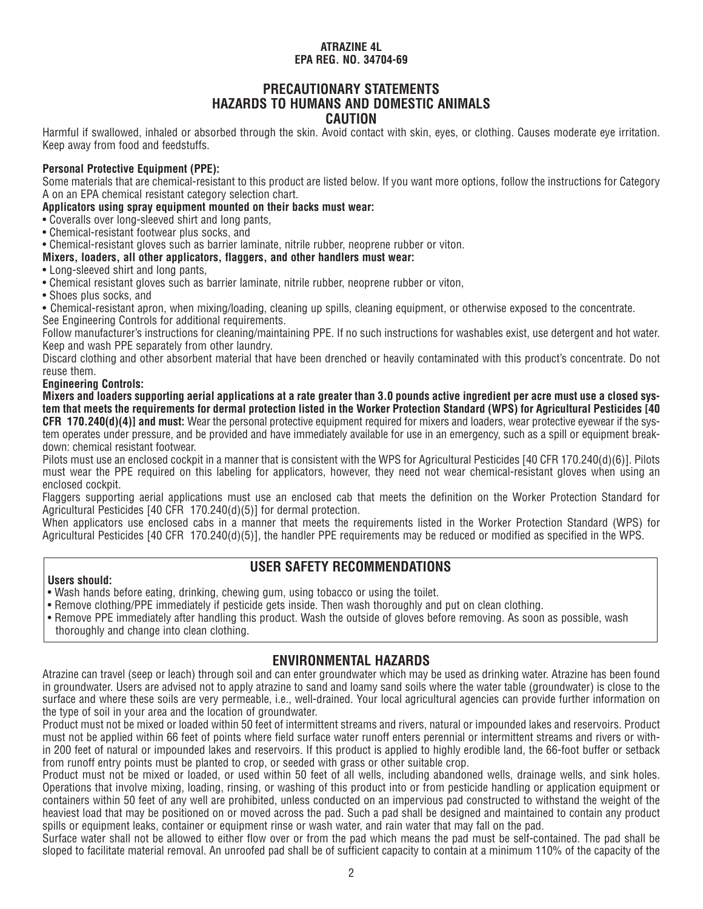**ATRAZINE 4L**
**EPA REG. NO. 34704-69**

## PRECAUTIONARY STATEMENTS
## HAZARDS TO HUMANS AND DOMESTIC ANIMALS
## CAUTION

Harmful if swallowed, inhaled or absorbed through the skin. Avoid contact with skin, eyes, or clothing. Causes moderate eye irritation. Keep away from food and feedstuffs.

**Personal Protective Equipment (PPE):**

Some materials that are chemical-resistant to this product are listed below. If you want more options, follow the instructions for Category A on an EPA chemical resistant category selection chart.

**Applicators using spray equipment mounted on their backs must wear:**

- Coveralls over long-sleeved shirt and long pants,
- Chemical-resistant footwear plus socks, and
- Chemical-resistant gloves such as barrier laminate, nitrile rubber, neoprene rubber or viton.

**Mixers, loaders, all other applicators, flaggers, and other handlers must wear:**

- Long-sleeved shirt and long pants,
- Chemical resistant gloves such as barrier laminate, nitrile rubber, neoprene rubber or viton,
- Shoes plus socks, and
- Chemical-resistant apron, when mixing/loading, cleaning up spills, cleaning equipment, or otherwise exposed to the concentrate.

See Engineering Controls for additional requirements.

Follow manufacturer's instructions for cleaning/maintaining PPE. If no such instructions for washables exist, use detergent and hot water. Keep and wash PPE separately from other laundry.

Discard clothing and other absorbent material that have been drenched or heavily contaminated with this product's concentrate. Do not reuse them.

**Engineering Controls:**

**Mixers and loaders supporting aerial applications at a rate greater than 3.0 pounds active ingredient per acre must use a closed system that meets the requirements for dermal protection listed in the Worker Protection Standard (WPS) for Agricultural Pesticides [40 CFR 170.240(d)(4)] and must:** Wear the personal protective equipment required for mixers and loaders, wear protective eyewear if the system operates under pressure, and be provided and have immediately available for use in an emergency, such as a spill or equipment breakdown: chemical resistant footwear.

Pilots must use an enclosed cockpit in a manner that is consistent with the WPS for Agricultural Pesticides [40 CFR 170.240(d)(6)]. Pilots must wear the PPE required on this labeling for applicators, however, they need not wear chemical-resistant gloves when using an enclosed cockpit.

Flaggers supporting aerial applications must use an enclosed cab that meets the definition on the Worker Protection Standard for Agricultural Pesticides [40 CFR 170.240(d)(5)] for dermal protection.

When applicators use enclosed cabs in a manner that meets the requirements listed in the Worker Protection Standard (WPS) for Agricultural Pesticides [40 CFR 170.240(d)(5)], the handler PPE requirements may be reduced or modified as specified in the WPS.

## USER SAFETY RECOMMENDATIONS

**Users should:**

- Wash hands before eating, drinking, chewing gum, using tobacco or using the toilet.
- Remove clothing/PPE immediately if pesticide gets inside. Then wash thoroughly and put on clean clothing.
- Remove PPE immediately after handling this product. Wash the outside of gloves before removing. As soon as possible, wash thoroughly and change into clean clothing.

## ENVIRONMENTAL HAZARDS

Atrazine can travel (seep or leach) through soil and can enter groundwater which may be used as drinking water. Atrazine has been found in groundwater. Users are advised not to apply atrazine to sand and loamy sand soils where the water table (groundwater) is close to the surface and where these soils are very permeable, i.e., well-drained. Your local agricultural agencies can provide further information on the type of soil in your area and the location of groundwater.

Product must not be mixed or loaded within 50 feet of intermittent streams and rivers, natural or impounded lakes and reservoirs. Product must not be applied within 66 feet of points where field surface water runoff enters perennial or intermittent streams and rivers or within 200 feet of natural or impounded lakes and reservoirs. If this product is applied to highly erodible land, the 66-foot buffer or setback from runoff entry points must be planted to crop, or seeded with grass or other suitable crop.

Product must not be mixed or loaded, or used within 50 feet of all wells, including abandoned wells, drainage wells, and sink holes. Operations that involve mixing, loading, rinsing, or washing of this product into or from pesticide handling or application equipment or containers within 50 feet of any well are prohibited, unless conducted on an impervious pad constructed to withstand the weight of the heaviest load that may be positioned on or moved across the pad. Such a pad shall be designed and maintained to contain any product spills or equipment leaks, container or equipment rinse or wash water, and rain water that may fall on the pad.

Surface water shall not be allowed to either flow over or from the pad which means the pad must be self-contained. The pad shall be sloped to facilitate material removal. An unroofed pad shall be of sufficient capacity to contain at a minimum 110% of the capacity of the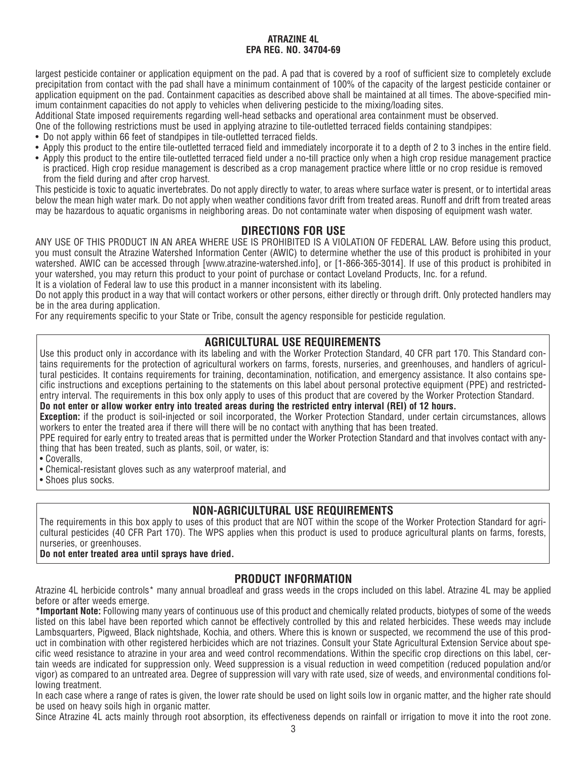largest pesticide container or application equipment on the pad. A pad that is covered by a roof of sufficient size to completely exclude precipitation from contact with the pad shall have a minimum containment of 100% of the capacity of the largest pesticide container or application equipment on the pad. Containment capacities as described above shall be maintained at all times. The above-specified minimum containment capacities do not apply to vehicles when delivering pesticide to the mixing/loading sites.

Additional State imposed requirements regarding well-head setbacks and operational area containment must be observed.

One of the following restrictions must be used in applying atrazine to tile-outletted terraced fields containing standpipes:

- Do not apply within 66 feet of standpipes in tile-outletted terraced fields.
- Apply this product to the entire tile-outletted terraced field and immediately incorporate it to a depth of 2 to 3 inches in the entire field.
- Apply this product to the entire tile-outletted terraced field under a no-till practice only when a high crop residue management practice is practiced. High crop residue management is described as a crop management practice where little or no crop residue is removed from the field during and after crop harvest.

This pesticide is toxic to aquatic invertebrates. Do not apply directly to water, to areas where surface water is present, or to intertidal areas below the mean high water mark. Do not apply when weather conditions favor drift from treated areas. Runoff and drift from treated areas may be hazardous to aquatic organisms in neighboring areas. Do not contaminate water when disposing of equipment wash water.

## DIRECTIONS FOR USE

ANY USE OF THIS PRODUCT IN AN AREA WHERE USE IS PROHIBITED IS A VIOLATION OF FEDERAL LAW. Before using this product, you must consult the Atrazine Watershed Information Center (AWIC) to determine whether the use of this product is prohibited in your watershed. AWIC can be accessed through [www.atrazine-watershed.info], or [1-866-365-3014]. If use of this product is prohibited in your watershed, you may return this product to your point of purchase or contact Loveland Products, Inc. for a refund.

It is a violation of Federal law to use this product in a manner inconsistent with its labeling.

Do not apply this product in a way that will contact workers or other persons, either directly or through drift. Only protected handlers may be in the area during application.

For any requirements specific to your State or Tribe, consult the agency responsible for pesticide regulation.

## AGRICULTURAL USE REQUIREMENTS

Use this product only in accordance with its labeling and with the Worker Protection Standard, 40 CFR part 170. This Standard contains requirements for the protection of agricultural workers on farms, forests, nurseries, and greenhouses, and handlers of agricultural pesticides. It contains requirements for training, decontamination, notification, and emergency assistance. It also contains specific instructions and exceptions pertaining to the statements on this label about personal protective equipment (PPE) and restricted-entry interval. The requirements in this box only apply to uses of this product that are covered by the Worker Protection Standard.

**Do not enter or allow worker entry into treated areas during the restricted entry interval (REI) of 12 hours.**

**Exception:** if the product is soil-injected or soil incorporated, the Worker Protection Standard, under certain circumstances, allows workers to enter the treated area if there will there will be no contact with anything that has been treated.

PPE required for early entry to treated areas that is permitted under the Worker Protection Standard and that involves contact with anything that has been treated, such as plants, soil, or water, is:

- Coveralls,
- Chemical-resistant gloves such as any waterproof material, and
- Shoes plus socks.

## NON-AGRICULTURAL USE REQUIREMENTS

The requirements in this box apply to uses of this product that are NOT within the scope of the Worker Protection Standard for agricultural pesticides (40 CFR Part 170). The WPS applies when this product is used to produce agricultural plants on farms, forests, nurseries, or greenhouses.

**Do not enter treated area until sprays have dried.**

## PRODUCT INFORMATION

Atrazine 4L herbicide controls* many annual broadleaf and grass weeds in the crops included on this label. Atrazine 4L may be applied before or after weeds emerge.

**\*Important Note:** Following many years of continuous use of this product and chemically related products, biotypes of some of the weeds listed on this label have been reported which cannot be effectively controlled by this and related herbicides. These weeds may include Lambsquarters, Pigweed, Black nightshade, Kochia, and others. Where this is known or suspected, we recommend the use of this product in combination with other registered herbicides which are not triazines. Consult your State Agricultural Extension Service about specific weed resistance to atrazine in your area and weed control recommendations. Within the specific crop directions on this label, certain weeds are indicated for suppression only. Weed suppression is a visual reduction in weed competition (reduced population and/or vigor) as compared to an untreated area. Degree of suppression will vary with rate used, size of weeds, and environmental conditions following treatment.

In each case where a range of rates is given, the lower rate should be used on light soils low in organic matter, and the higher rate should be used on heavy soils high in organic matter.

Since Atrazine 4L acts mainly through root absorption, its effectiveness depends on rainfall or irrigation to move it into the root zone.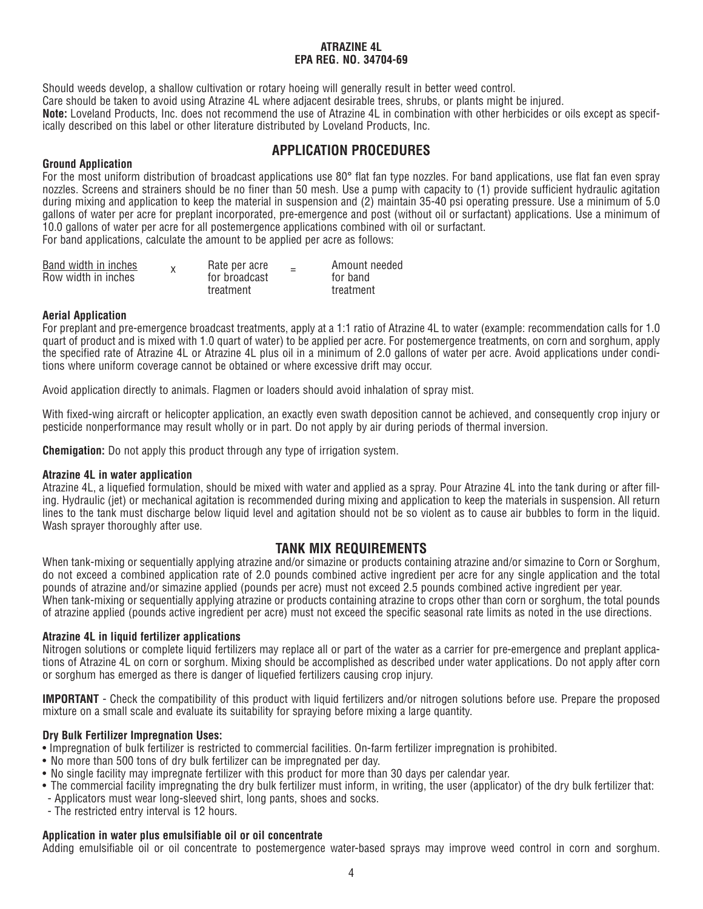**ATRAZINE 4L**
**EPA REG. NO. 34704-69**

Should weeds develop, a shallow cultivation or rotary hoeing will generally result in better weed control.

Care should be taken to avoid using Atrazine 4L where adjacent desirable trees, shrubs, or plants might be injured.

**Note:** Loveland Products, Inc. does not recommend the use of Atrazine 4L in combination with other herbicides or oils except as specifically described on this label or other literature distributed by Loveland Products, Inc.

## APPLICATION PROCEDURES

**Ground Application**

For the most uniform distribution of broadcast applications use 80° flat fan type nozzles. For band applications, use flat fan even spray nozzles. Screens and strainers should be no finer than 50 mesh. Use a pump with capacity to (1) provide sufficient hydraulic agitation during mixing and application to keep the material in suspension and (2) maintain 35-40 psi operating pressure. Use a minimum of 5.0 gallons of water per acre for preplant incorporated, pre-emergence and post (without oil or surfactant) applications. Use a minimum of 10.0 gallons of water per acre for all postemergence applications combined with oil or surfactant.

For band applications, calculate the amount to be applied per acre as follows:

$$\frac{\text{Band width in inches}}{\text{Row width in inches}} \times \text{Rate per acre for broadcast treatment} = \text{Amount needed for band treatment}$$

**Aerial Application**

For preplant and pre-emergence broadcast treatments, apply at a 1:1 ratio of Atrazine 4L to water (example: recommendation calls for 1.0 quart of product and is mixed with 1.0 quart of water) to be applied per acre. For postemergence treatments, on corn and sorghum, apply the specified rate of Atrazine 4L or Atrazine 4L plus oil in a minimum of 2.0 gallons of water per acre. Avoid applications under conditions where uniform coverage cannot be obtained or where excessive drift may occur.

Avoid application directly to animals. Flagmen or loaders should avoid inhalation of spray mist.

With fixed-wing aircraft or helicopter application, an exactly even swath deposition cannot be achieved, and consequently crop injury or pesticide nonperformance may result wholly or in part. Do not apply by air during periods of thermal inversion.

**Chemigation:** Do not apply this product through any type of irrigation system.

**Atrazine 4L in water application**

Atrazine 4L, a liquefied formulation, should be mixed with water and applied as a spray. Pour Atrazine 4L into the tank during or after filling. Hydraulic (jet) or mechanical agitation is recommended during mixing and application to keep the materials in suspension. All return lines to the tank must discharge below liquid level and agitation should not be so violent as to cause air bubbles to form in the liquid. Wash sprayer thoroughly after use.

## TANK MIX REQUIREMENTS

When tank-mixing or sequentially applying atrazine and/or simazine or products containing atrazine and/or simazine to Corn or Sorghum, do not exceed a combined application rate of 2.0 pounds combined active ingredient per acre for any single application and the total pounds of atrazine and/or simazine applied (pounds per acre) must not exceed 2.5 pounds combined active ingredient per year.

When tank-mixing or sequentially applying atrazine or products containing atrazine to crops other than corn or sorghum, the total pounds of atrazine applied (pounds active ingredient per acre) must not exceed the specific seasonal rate limits as noted in the use directions.

**Atrazine 4L in liquid fertilizer applications**

Nitrogen solutions or complete liquid fertilizers may replace all or part of the water as a carrier for pre-emergence and preplant applications of Atrazine 4L on corn or sorghum. Mixing should be accomplished as described under water applications. Do not apply after corn or sorghum has emerged as there is danger of liquefied fertilizers causing crop injury.

**IMPORTANT** - Check the compatibility of this product with liquid fertilizers and/or nitrogen solutions before use. Prepare the proposed mixture on a small scale and evaluate its suitability for spraying before mixing a large quantity.

**Dry Bulk Fertilizer Impregnation Uses:**

- Impregnation of bulk fertilizer is restricted to commercial facilities. On-farm fertilizer impregnation is prohibited.
- No more than 500 tons of dry bulk fertilizer can be impregnated per day.
- No single facility may impregnate fertilizer with this product for more than 30 days per calendar year.
- The commercial facility impregnating the dry bulk fertilizer must inform, in writing, the user (applicator) of the dry bulk fertilizer that:
  - Applicators must wear long-sleeved shirt, long pants, shoes and socks.
  - The restricted entry interval is 12 hours.

**Application in water plus emulsifiable oil or oil concentrate**

Adding emulsifiable oil or oil concentrate to postemergence water-based sprays may improve weed control in corn and sorghum.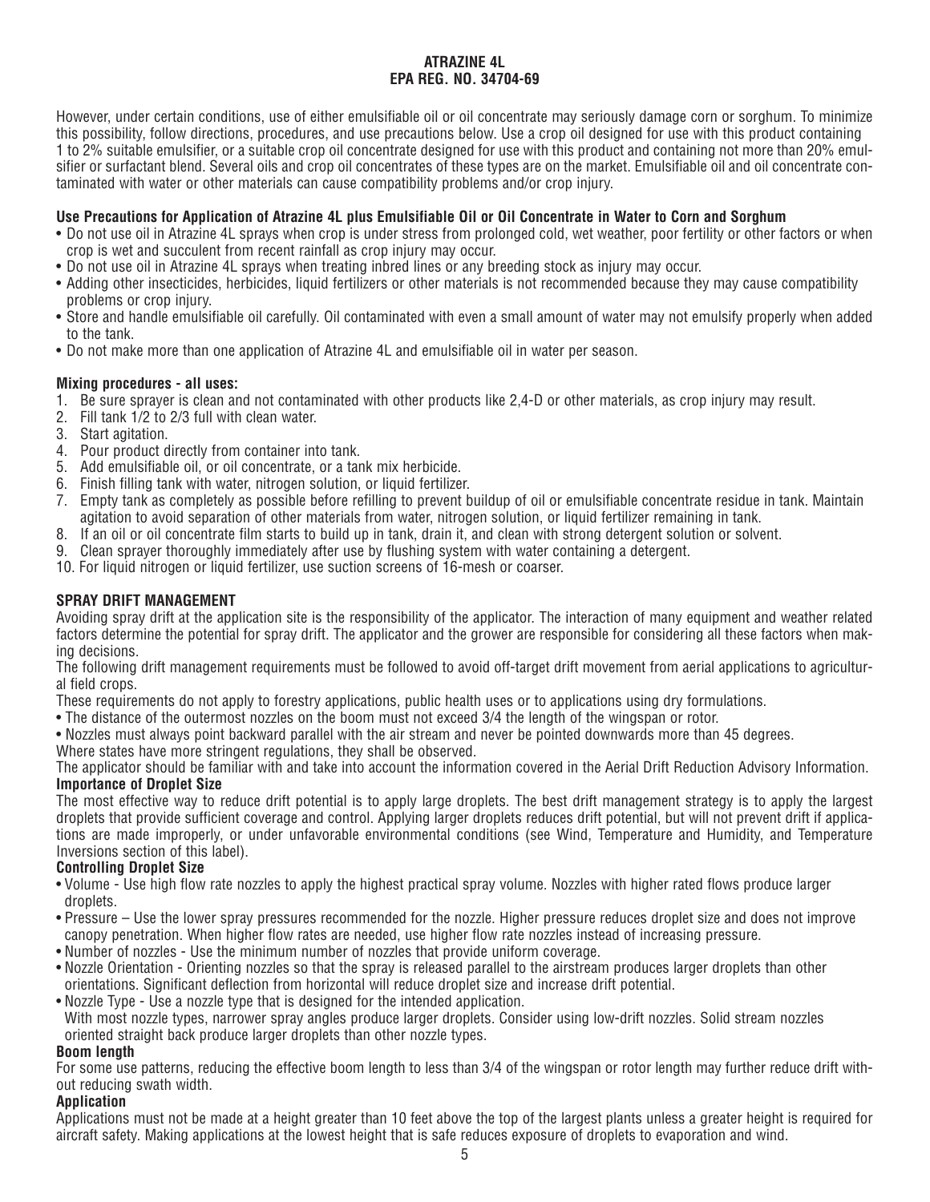However, under certain conditions, use of either emulsifiable oil or oil concentrate may seriously damage corn or sorghum. To minimize this possibility, follow directions, procedures, and use precautions below. Use a crop oil designed for use with this product containing 1 to 2% suitable emulsifier, or a suitable crop oil concentrate designed for use with this product and containing not more than 20% emulsifier or surfactant blend. Several oils and crop oil concentrates of these types are on the market. Emulsifiable oil and oil concentrate contaminated with water or other materials can cause compatibility problems and/or crop injury.

**Use Precautions for Application of Atrazine 4L plus Emulsifiable Oil or Oil Concentrate in Water to Corn and Sorghum**

- Do not use oil in Atrazine 4L sprays when crop is under stress from prolonged cold, wet weather, poor fertility or other factors or when crop is wet and succulent from recent rainfall as crop injury may occur.
- Do not use oil in Atrazine 4L sprays when treating inbred lines or any breeding stock as injury may occur.
- Adding other insecticides, herbicides, liquid fertilizers or other materials is not recommended because they may cause compatibility problems or crop injury.
- Store and handle emulsifiable oil carefully. Oil contaminated with even a small amount of water may not emulsify properly when added to the tank.
- Do not make more than one application of Atrazine 4L and emulsifiable oil in water per season.

**Mixing procedures - all uses:**

1. Be sure sprayer is clean and not contaminated with other products like 2,4-D or other materials, as crop injury may result.
2. Fill tank 1/2 to 2/3 full with clean water.
3. Start agitation.
4. Pour product directly from container into tank.
5. Add emulsifiable oil, or oil concentrate, or a tank mix herbicide.
6. Finish filling tank with water, nitrogen solution, or liquid fertilizer.
7. Empty tank as completely as possible before refilling to prevent buildup of oil or emulsifiable concentrate residue in tank. Maintain agitation to avoid separation of other materials from water, nitrogen solution, or liquid fertilizer remaining in tank.
8. If an oil or oil concentrate film starts to build up in tank, drain it, and clean with strong detergent solution or solvent.
9. Clean sprayer thoroughly immediately after use by flushing system with water containing a detergent.
10. For liquid nitrogen or liquid fertilizer, use suction screens of 16-mesh or coarser.

## SPRAY DRIFT MANAGEMENT

Avoiding spray drift at the application site is the responsibility of the applicator. The interaction of many equipment and weather related factors determine the potential for spray drift. The applicator and the grower are responsible for considering all these factors when making decisions.

The following drift management requirements must be followed to avoid off-target drift movement from aerial applications to agricultural field crops.

These requirements do not apply to forestry applications, public health uses or to applications using dry formulations.

- The distance of the outermost nozzles on the boom must not exceed 3/4 the length of the wingspan or rotor.
- Nozzles must always point backward parallel with the air stream and never be pointed downwards more than 45 degrees.

Where states have more stringent regulations, they shall be observed.

The applicator should be familiar with and take into account the information covered in the Aerial Drift Reduction Advisory Information.

### Importance of Droplet Size

The most effective way to reduce drift potential is to apply large droplets. The best drift management strategy is to apply the largest droplets that provide sufficient coverage and control. Applying larger droplets reduces drift potential, but will not prevent drift if applications are made improperly, or under unfavorable environmental conditions (see Wind, Temperature and Humidity, and Temperature Inversions section of this label).

### Controlling Droplet Size

- Volume - Use high flow rate nozzles to apply the highest practical spray volume. Nozzles with higher rated flows produce larger droplets.
- Pressure – Use the lower spray pressures recommended for the nozzle. Higher pressure reduces droplet size and does not improve canopy penetration. When higher flow rates are needed, use higher flow rate nozzles instead of increasing pressure.
- Number of nozzles - Use the minimum number of nozzles that provide uniform coverage.
- Nozzle Orientation - Orienting nozzles so that the spray is released parallel to the airstream produces larger droplets than other orientations. Significant deflection from horizontal will reduce droplet size and increase drift potential.
- Nozzle Type - Use a nozzle type that is designed for the intended application. With most nozzle types, narrower spray angles produce larger droplets. Consider using low-drift nozzles. Solid stream nozzles oriented straight back produce larger droplets than other nozzle types.

### Boom length

For some use patterns, reducing the effective boom length to less than 3/4 of the wingspan or rotor length may further reduce drift without reducing swath width.

### Application

Applications must not be made at a height greater than 10 feet above the top of the largest plants unless a greater height is required for aircraft safety. Making applications at the lowest height that is safe reduces exposure of droplets to evaporation and wind.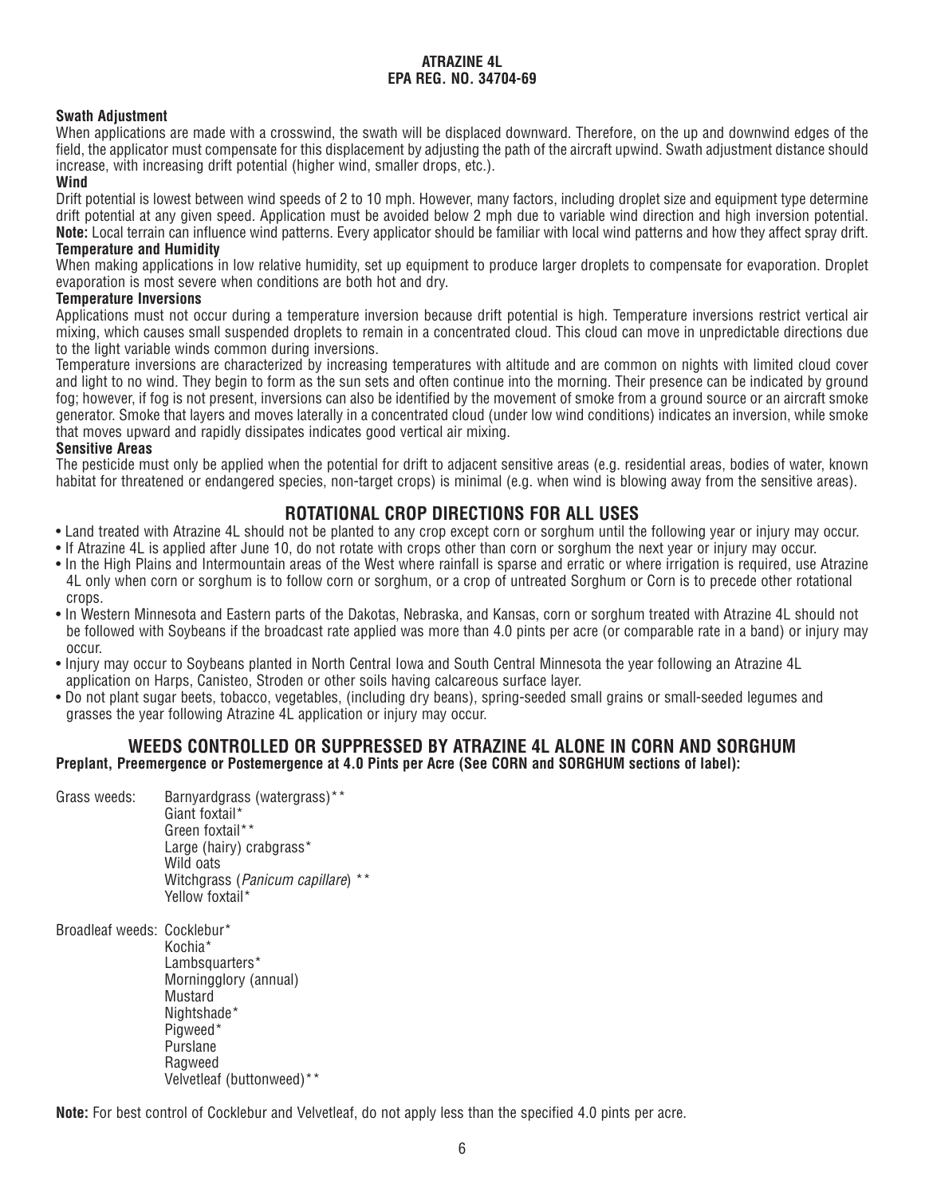**Swath Adjustment**

When applications are made with a crosswind, the swath will be displaced downward. Therefore, on the up and downwind edges of the field, the applicator must compensate for this displacement by adjusting the path of the aircraft upwind. Swath adjustment distance should increase, with increasing drift potential (higher wind, smaller drops, etc.).

**Wind**

Drift potential is lowest between wind speeds of 2 to 10 mph. However, many factors, including droplet size and equipment type determine drift potential at any given speed. Application must be avoided below 2 mph due to variable wind direction and high inversion potential. **Note:** Local terrain can influence wind patterns. Every applicator should be familiar with local wind patterns and how they affect spray drift.

**Temperature and Humidity**

When making applications in low relative humidity, set up equipment to produce larger droplets to compensate for evaporation. Droplet evaporation is most severe when conditions are both hot and dry.

**Temperature Inversions**

Applications must not occur during a temperature inversion because drift potential is high. Temperature inversions restrict vertical air mixing, which causes small suspended droplets to remain in a concentrated cloud. This cloud can move in unpredictable directions due to the light variable winds common during inversions.

Temperature inversions are characterized by increasing temperatures with altitude and are common on nights with limited cloud cover and light to no wind. They begin to form as the sun sets and often continue into the morning. Their presence can be indicated by ground fog; however, if fog is not present, inversions can also be identified by the movement of smoke from a ground source or an aircraft smoke generator. Smoke that layers and moves laterally in a concentrated cloud (under low wind conditions) indicates an inversion, while smoke that moves upward and rapidly dissipates indicates good vertical air mixing.

**Sensitive Areas**

The pesticide must only be applied when the potential for drift to adjacent sensitive areas (e.g. residential areas, bodies of water, known habitat for threatened or endangered species, non-target crops) is minimal (e.g. when wind is blowing away from the sensitive areas).

## ROTATIONAL CROP DIRECTIONS FOR ALL USES

- Land treated with Atrazine 4L should not be planted to any crop except corn or sorghum until the following year or injury may occur.
- If Atrazine 4L is applied after June 10, do not rotate with crops other than corn or sorghum the next year or injury may occur.
- In the High Plains and Intermountain areas of the West where rainfall is sparse and erratic or where irrigation is required, use Atrazine 4L only when corn or sorghum is to follow corn or sorghum, or a crop of untreated Sorghum or Corn is to precede other rotational crops.
- In Western Minnesota and Eastern parts of the Dakotas, Nebraska, and Kansas, corn or sorghum treated with Atrazine 4L should not be followed with Soybeans if the broadcast rate applied was more than 4.0 pints per acre (or comparable rate in a band) or injury may occur.
- Injury may occur to Soybeans planted in North Central Iowa and South Central Minnesota the year following an Atrazine 4L application on Harps, Canisteo, Stroden or other soils having calcareous surface layer.
- Do not plant sugar beets, tobacco, vegetables, (including dry beans), spring-seeded small grains or small-seeded legumes and grasses the year following Atrazine 4L application or injury may occur.

## WEEDS CONTROLLED OR SUPPRESSED BY ATRAZINE 4L ALONE IN CORN AND SORGHUM

**Preplant, Preemergence or Postemergence at 4.0 Pints per Acre (See CORN and SORGHUM sections of label):**

Grass weeds:
- Barnyardgrass (watergrass)**
- Giant foxtail*
- Green foxtail**
- Large (hairy) crabgrass*
- Wild oats
- Witchgrass (*Panicum capillare*) **
- Yellow foxtail*

Broadleaf weeds:
- Cocklebur*
- Kochia*
- Lambsquarters*
- Morningglory (annual)
- Mustard
- Nightshade*
- Pigweed*
- Purslane
- Ragweed
- Velvetleaf (buttonweed)**

**Note:** For best control of Cocklebur and Velvetleaf, do not apply less than the specified 4.0 pints per acre.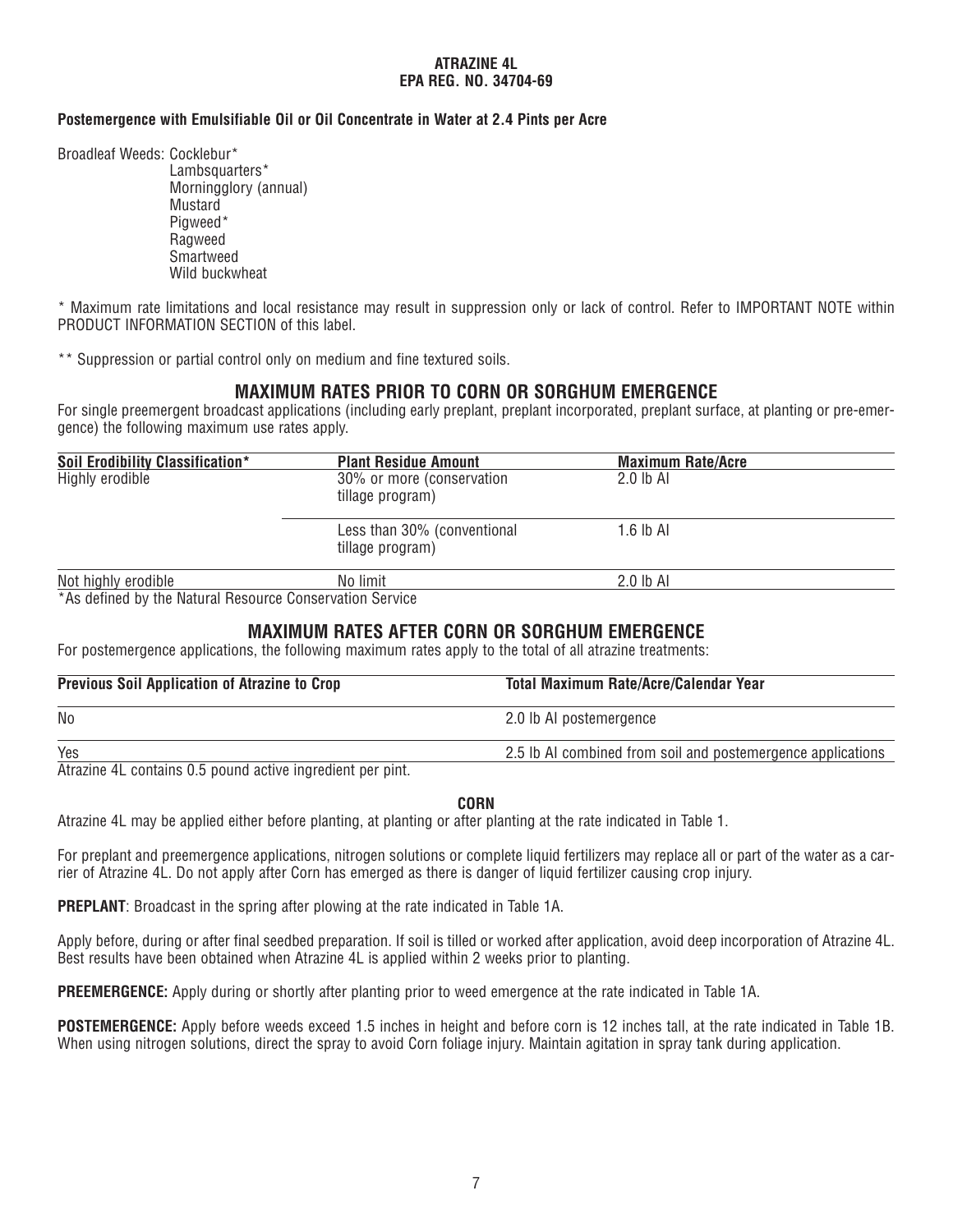**ATRAZINE 4L**
**EPA REG. NO. 34704-69**

**Postemergence with Emulsifiable Oil or Oil Concentrate in Water at 2.4 Pints per Acre**

Broadleaf Weeds: Cocklebur*
Lambsquarters*
Morningglory (annual)
Mustard
Pigweed*
Ragweed
Smartweed
Wild buckwheat

* Maximum rate limitations and local resistance may result in suppression only or lack of control. Refer to IMPORTANT NOTE within PRODUCT INFORMATION SECTION of this label.

** Suppression or partial control only on medium and fine textured soils.

## MAXIMUM RATES PRIOR TO CORN OR SORGHUM EMERGENCE

For single preemergent broadcast applications (including early preplant, preplant incorporated, preplant surface, at planting or pre-emergence) the following maximum use rates apply.

| Soil Erodibility Classification* | Plant Residue Amount | Maximum Rate/Acre |
|---|---|---|
| Highly erodible | 30% or more (conservation tillage program) | 2.0 lb AI |
| | Less than 30% (conventional tillage program) | 1.6 lb AI |
| Not highly erodible | No limit | 2.0 lb AI |

*As defined by the Natural Resource Conservation Service

## MAXIMUM RATES AFTER CORN OR SORGHUM EMERGENCE

For postemergence applications, the following maximum rates apply to the total of all atrazine treatments:

| Previous Soil Application of Atrazine to Crop | Total Maximum Rate/Acre/Calendar Year |
|---|---|
| No | 2.0 lb AI postemergence |
| Yes | 2.5 lb AI combined from soil and postemergence applications |

Atrazine 4L contains 0.5 pound active ingredient per pint.

### CORN

Atrazine 4L may be applied either before planting, at planting or after planting at the rate indicated in Table 1.

For preplant and preemergence applications, nitrogen solutions or complete liquid fertilizers may replace all or part of the water as a carrier of Atrazine 4L. Do not apply after Corn has emerged as there is danger of liquid fertilizer causing crop injury.

**PREPLANT**: Broadcast in the spring after plowing at the rate indicated in Table 1A.

Apply before, during or after final seedbed preparation. If soil is tilled or worked after application, avoid deep incorporation of Atrazine 4L. Best results have been obtained when Atrazine 4L is applied within 2 weeks prior to planting.

**PREEMERGENCE:** Apply during or shortly after planting prior to weed emergence at the rate indicated in Table 1A.

**POSTEMERGENCE:** Apply before weeds exceed 1.5 inches in height and before corn is 12 inches tall, at the rate indicated in Table 1B. When using nitrogen solutions, direct the spray to avoid Corn foliage injury. Maintain agitation in spray tank during application.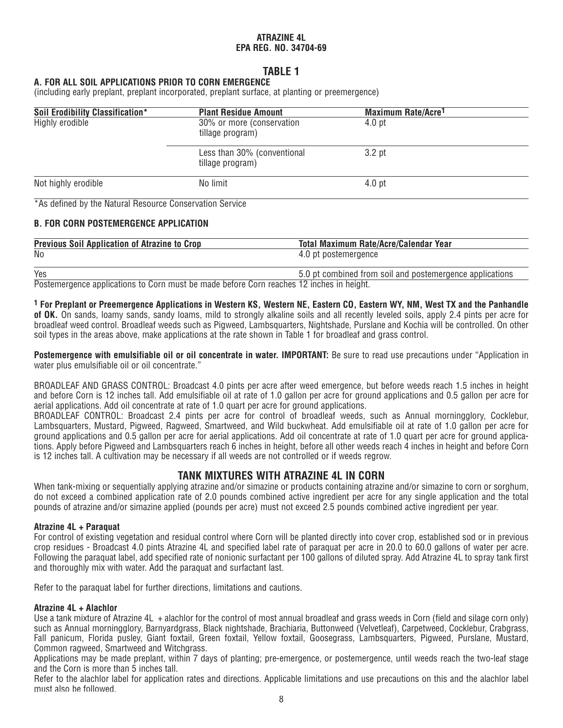**ATRAZINE 4L**
**EPA REG. NO. 34704-69**

## TABLE 1

### A. FOR ALL SOIL APPLICATIONS PRIOR TO CORN EMERGENCE

(including early preplant, preplant incorporated, preplant surface, at planting or preemergence)

| Soil Erodibility Classification* | Plant Residue Amount | Maximum Rate/Acre[1] |
|---|---|---|
| Highly erodible | 30% or more (conservation tillage program) | 4.0 pt |
| | Less than 30% (conventional tillage program) | 3.2 pt |
| Not highly erodible | No limit | 4.0 pt |

*As defined by the Natural Resource Conservation Service

### B. FOR CORN POSTEMERGENCE APPLICATION

| Previous Soil Application of Atrazine to Crop | Total Maximum Rate/Acre/Calendar Year |
|---|---|
| No | 4.0 pt postemergence |
| Yes | 5.0 pt combined from soil and postemergence applications |

Postemergence applications to Corn must be made before Corn reaches 12 inches in height.

[1] **For Preplant or Preemergence Applications in Western KS, Western NE, Eastern CO, Eastern WY, NM, West TX and the Panhandle of OK.** On sands, loamy sands, sandy loams, mild to strongly alkaline soils and all recently leveled soils, apply 2.4 pints per acre for broadleaf weed control. Broadleaf weeds such as Pigweed, Lambsquarters, Nightshade, Purslane and Kochia will be controlled. On other soil types in the areas above, make applications at the rate shown in Table 1 for broadleaf and grass control.

**Postemergence with emulsifiable oil or oil concentrate in water. IMPORTANT:** Be sure to read use precautions under "Application in water plus emulsifiable oil or oil concentrate."

BROADLEAF AND GRASS CONTROL: Broadcast 4.0 pints per acre after weed emergence, but before weeds reach 1.5 inches in height and before Corn is 12 inches tall. Add emulsifiable oil at rate of 1.0 gallon per acre for ground applications and 0.5 gallon per acre for aerial applications. Add oil concentrate at rate of 1.0 quart per acre for ground applications.

BROADLEAF CONTROL: Broadcast 2.4 pints per acre for control of broadleaf weeds, such as Annual morningglory, Cocklebur, Lambsquarters, Mustard, Pigweed, Ragweed, Smartweed, and Wild buckwheat. Add emulsifiable oil at rate of 1.0 gallon per acre for ground applications and 0.5 gallon per acre for aerial applications. Add oil concentrate at rate of 1.0 quart per acre for ground applications. Apply before Pigweed and Lambsquarters reach 6 inches in height, before all other weeds reach 4 inches in height and before Corn is 12 inches tall. A cultivation may be necessary if all weeds are not controlled or if weeds regrow.

## TANK MIXTURES WITH ATRAZINE 4L IN CORN

When tank-mixing or sequentially applying atrazine and/or simazine or products containing atrazine and/or simazine to corn or sorghum, do not exceed a combined application rate of 2.0 pounds combined active ingredient per acre for any single application and the total pounds of atrazine and/or simazine applied (pounds per acre) must not exceed 2.5 pounds combined active ingredient per year.

**Atrazine 4L + Paraquat**

For control of existing vegetation and residual control where Corn will be planted directly into cover crop, established sod or in previous crop residues - Broadcast 4.0 pints Atrazine 4L and specified label rate of paraquat per acre in 20.0 to 60.0 gallons of water per acre. Following the paraquat label, add specified rate of nonionic surfactant per 100 gallons of diluted spray. Add Atrazine 4L to spray tank first and thoroughly mix with water. Add the paraquat and surfactant last.

Refer to the paraquat label for further directions, limitations and cautions.

**Atrazine 4L + Alachlor**

Use a tank mixture of Atrazine 4L + alachlor for the control of most annual broadleaf and grass weeds in Corn (field and silage corn only) such as Annual morningglory, Barnyardgrass, Black nightshade, Brachiaria, Buttonweed (Velvetleaf), Carpetweed, Cocklebur, Crabgrass, Fall panicum, Florida pusley, Giant foxtail, Green foxtail, Yellow foxtail, Goosegrass, Lambsquarters, Pigweed, Purslane, Mustard, Common ragweed, Smartweed and Witchgrass.

Applications may be made preplant, within 7 days of planting; pre-emergence, or postemergence, until weeds reach the two-leaf stage and the Corn is more than 5 inches tall.

Refer to the alachlor label for application rates and directions. Applicable limitations and use precautions on this and the alachlor label must also be followed.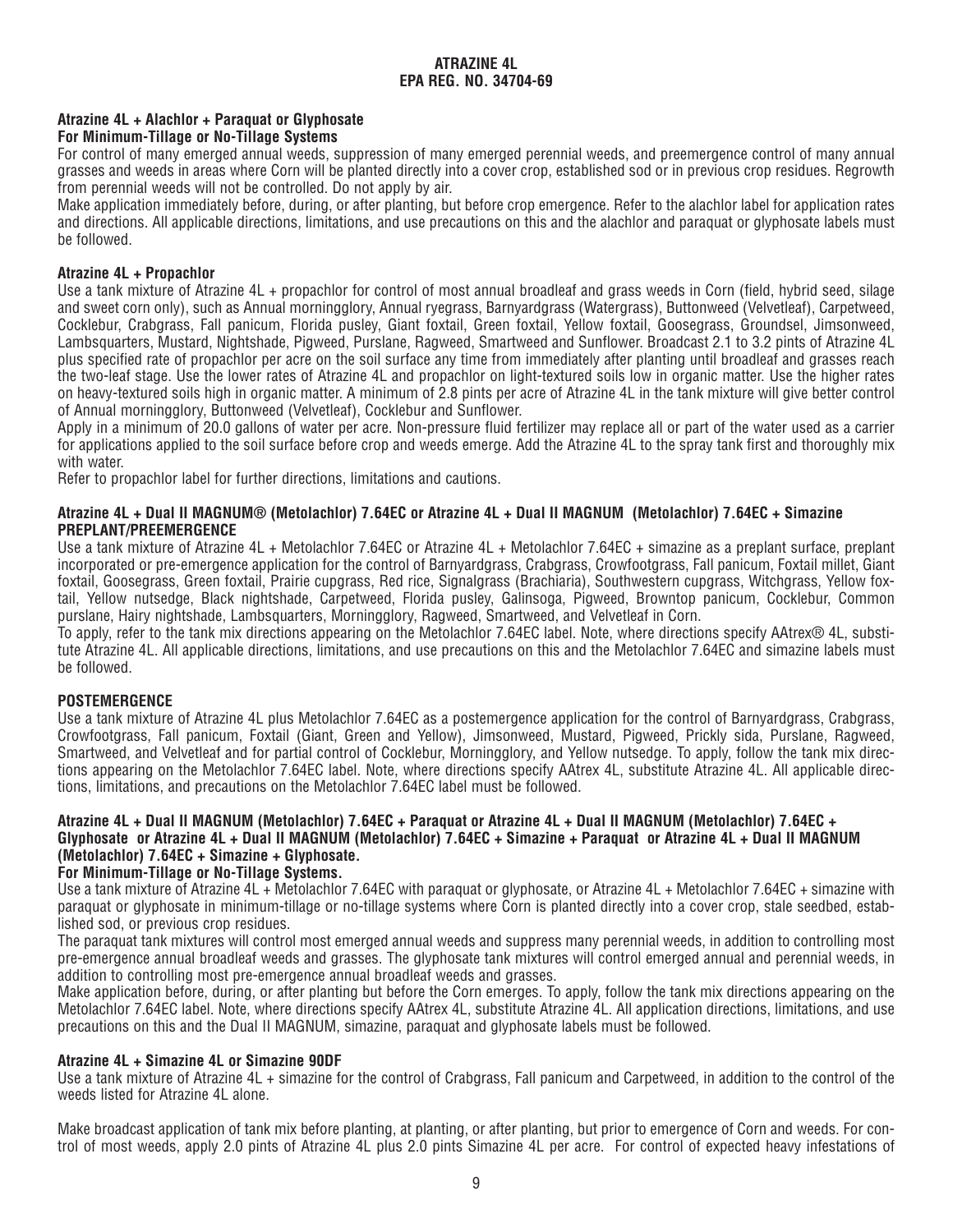**Atrazine 4L + Alachlor + Paraquat or Glyphosate**
**For Minimum-Tillage or No-Tillage Systems**

For control of many emerged annual weeds, suppression of many emerged perennial weeds, and preemergence control of many annual grasses and weeds in areas where Corn will be planted directly into a cover crop, established sod or in previous crop residues. Regrowth from perennial weeds will not be controlled. Do not apply by air.

Make application immediately before, during, or after planting, but before crop emergence. Refer to the alachlor label for application rates and directions. All applicable directions, limitations, and use precautions on this and the alachlor and paraquat or glyphosate labels must be followed.

**Atrazine 4L + Propachlor**

Use a tank mixture of Atrazine 4L + propachlor for control of most annual broadleaf and grass weeds in Corn (field, hybrid seed, silage and sweet corn only), such as Annual morningglory, Annual ryegrass, Barnyardgrass (Watergrass), Buttonweed (Velvetleaf), Carpetweed, Cocklebur, Crabgrass, Fall panicum, Florida pusley, Giant foxtail, Green foxtail, Yellow foxtail, Goosegrass, Groundsel, Jimsonweed, Lambsquarters, Mustard, Nightshade, Pigweed, Purslane, Ragweed, Smartweed and Sunflower. Broadcast 2.1 to 3.2 pints of Atrazine 4L plus specified rate of propachlor per acre on the soil surface any time from immediately after planting until broadleaf and grasses reach the two-leaf stage. Use the lower rates of Atrazine 4L and propachlor on light-textured soils low in organic matter. Use the higher rates on heavy-textured soils high in organic matter. A minimum of 2.8 pints per acre of Atrazine 4L in the tank mixture will give better control of Annual morningglory, Buttonweed (Velvetleaf), Cocklebur and Sunflower.

Apply in a minimum of 20.0 gallons of water per acre. Non-pressure fluid fertilizer may replace all or part of the water used as a carrier for applications applied to the soil surface before crop and weeds emerge. Add the Atrazine 4L to the spray tank first and thoroughly mix with water.

Refer to propachlor label for further directions, limitations and cautions.

**Atrazine 4L + Dual II MAGNUM® (Metolachlor) 7.64EC or Atrazine 4L + Dual II MAGNUM (Metolachlor) 7.64EC + Simazine**
**PREPLANT/PREEMERGENCE**

Use a tank mixture of Atrazine 4L + Metolachlor 7.64EC or Atrazine 4L + Metolachlor 7.64EC + simazine as a preplant surface, preplant incorporated or pre-emergence application for the control of Barnyardgrass, Crabgrass, Crowfootgrass, Fall panicum, Foxtail millet, Giant foxtail, Goosegrass, Green foxtail, Prairie cupgrass, Red rice, Signalgrass (Brachiaria), Southwestern cupgrass, Witchgrass, Yellow foxtail, Yellow nutsedge, Black nightshade, Carpetweed, Florida pusley, Galinsoga, Pigweed, Browntop panicum, Cocklebur, Common purslane, Hairy nightshade, Lambsquarters, Morningglory, Ragweed, Smartweed, and Velvetleaf in Corn.

To apply, refer to the tank mix directions appearing on the Metolachlor 7.64EC label. Note, where directions specify AAtrex® 4L, substitute Atrazine 4L. All applicable directions, limitations, and use precautions on this and the Metolachlor 7.64EC and simazine labels must be followed.

**POSTEMERGENCE**

Use a tank mixture of Atrazine 4L plus Metolachlor 7.64EC as a postemergence application for the control of Barnyardgrass, Crabgrass, Crowfootgrass, Fall panicum, Foxtail (Giant, Green and Yellow), Jimsonweed, Mustard, Pigweed, Prickly sida, Purslane, Ragweed, Smartweed, and Velvetleaf and for partial control of Cocklebur, Morningglory, and Yellow nutsedge. To apply, follow the tank mix directions appearing on the Metolachlor 7.64EC label. Note, where directions specify AAtrex 4L, substitute Atrazine 4L. All applicable directions, limitations, and precautions on the Metolachlor 7.64EC label must be followed.

**Atrazine 4L + Dual II MAGNUM (Metolachlor) 7.64EC + Paraquat or Atrazine 4L + Dual II MAGNUM (Metolachlor) 7.64EC + Glyphosate or Atrazine 4L + Dual II MAGNUM (Metolachlor) 7.64EC + Simazine + Paraquat or Atrazine 4L + Dual II MAGNUM (Metolachlor) 7.64EC + Simazine + Glyphosate.**
**For Minimum-Tillage or No-Tillage Systems.**

Use a tank mixture of Atrazine 4L + Metolachlor 7.64EC with paraquat or glyphosate, or Atrazine 4L + Metolachlor 7.64EC + simazine with paraquat or glyphosate in minimum-tillage or no-tillage systems where Corn is planted directly into a cover crop, stale seedbed, established sod, or previous crop residues.

The paraquat tank mixtures will control most emerged annual weeds and suppress many perennial weeds, in addition to controlling most pre-emergence annual broadleaf weeds and grasses. The glyphosate tank mixtures will control emerged annual and perennial weeds, in addition to controlling most pre-emergence annual broadleaf weeds and grasses.

Make application before, during, or after planting but before the Corn emerges. To apply, follow the tank mix directions appearing on the Metolachlor 7.64EC label. Note, where directions specify AAtrex 4L, substitute Atrazine 4L. All application directions, limitations, and use precautions on this and the Dual II MAGNUM, simazine, paraquat and glyphosate labels must be followed.

**Atrazine 4L + Simazine 4L or Simazine 90DF**

Use a tank mixture of Atrazine 4L + simazine for the control of Crabgrass, Fall panicum and Carpetweed, in addition to the control of the weeds listed for Atrazine 4L alone.

Make broadcast application of tank mix before planting, at planting, or after planting, but prior to emergence of Corn and weeds. For control of most weeds, apply 2.0 pints of Atrazine 4L plus 2.0 pints Simazine 4L per acre. For control of expected heavy infestations of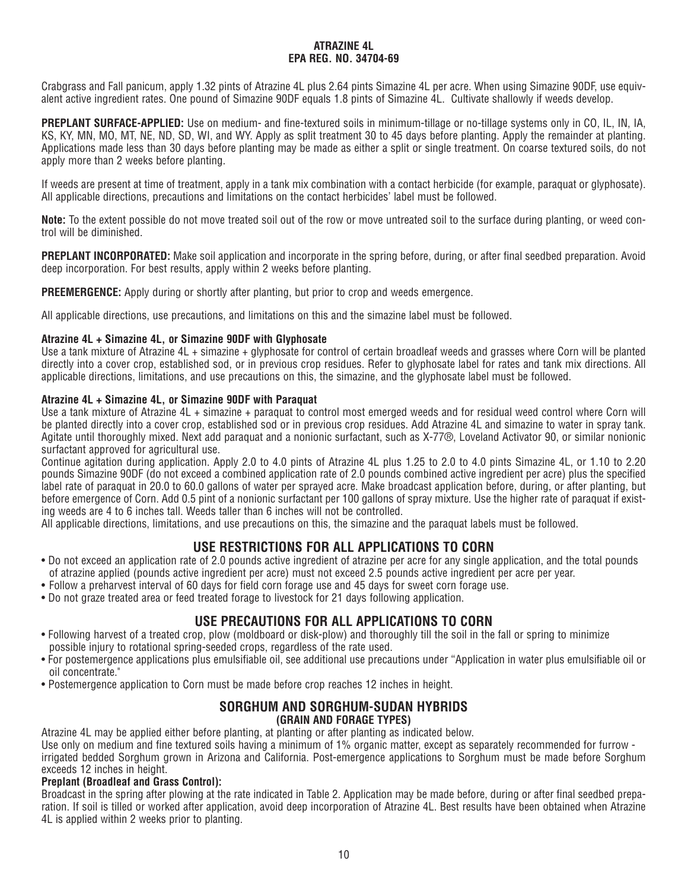Crabgrass and Fall panicum, apply 1.32 pints of Atrazine 4L plus 2.64 pints Simazine 4L per acre. When using Simazine 90DF, use equivalent active ingredient rates. One pound of Simazine 90DF equals 1.8 pints of Simazine 4L. Cultivate shallowly if weeds develop.

**PREPLANT SURFACE-APPLIED:** Use on medium- and fine-textured soils in minimum-tillage or no-tillage systems only in CO, IL, IN, IA, KS, KY, MN, MO, MT, NE, ND, SD, WI, and WY. Apply as split treatment 30 to 45 days before planting. Apply the remainder at planting. Applications made less than 30 days before planting may be made as either a split or single treatment. On coarse textured soils, do not apply more than 2 weeks before planting.

If weeds are present at time of treatment, apply in a tank mix combination with a contact herbicide (for example, paraquat or glyphosate). All applicable directions, precautions and limitations on the contact herbicides' label must be followed.

**Note:** To the extent possible do not move treated soil out of the row or move untreated soil to the surface during planting, or weed control will be diminished.

**PREPLANT INCORPORATED:** Make soil application and incorporate in the spring before, during, or after final seedbed preparation. Avoid deep incorporation. For best results, apply within 2 weeks before planting.

**PREEMERGENCE:** Apply during or shortly after planting, but prior to crop and weeds emergence.

All applicable directions, use precautions, and limitations on this and the simazine label must be followed.

**Atrazine 4L + Simazine 4L, or Simazine 90DF with Glyphosate**

Use a tank mixture of Atrazine 4L + simazine + glyphosate for control of certain broadleaf weeds and grasses where Corn will be planted directly into a cover crop, established sod, or in previous crop residues. Refer to glyphosate label for rates and tank mix directions. All applicable directions, limitations, and use precautions on this, the simazine, and the glyphosate label must be followed.

**Atrazine 4L + Simazine 4L, or Simazine 90DF with Paraquat**

Use a tank mixture of Atrazine 4L + simazine + paraquat to control most emerged weeds and for residual weed control where Corn will be planted directly into a cover crop, established sod or in previous crop residues. Add Atrazine 4L and simazine to water in spray tank. Agitate until thoroughly mixed. Next add paraquat and a nonionic surfactant, such as X-77®, Loveland Activator 90, or similar nonionic surfactant approved for agricultural use.

Continue agitation during application. Apply 2.0 to 4.0 pints of Atrazine 4L plus 1.25 to 2.0 to 4.0 pints Simazine 4L, or 1.10 to 2.20 pounds Simazine 90DF (do not exceed a combined application rate of 2.0 pounds combined active ingredient per acre) plus the specified label rate of paraquat in 20.0 to 60.0 gallons of water per sprayed acre. Make broadcast application before, during, or after planting, but before emergence of Corn. Add 0.5 pint of a nonionic surfactant per 100 gallons of spray mixture. Use the higher rate of paraquat if existing weeds are 4 to 6 inches tall. Weeds taller than 6 inches will not be controlled.

All applicable directions, limitations, and use precautions on this, the simazine and the paraquat labels must be followed.

## USE RESTRICTIONS FOR ALL APPLICATIONS TO CORN

- Do not exceed an application rate of 2.0 pounds active ingredient of atrazine per acre for any single application, and the total pounds of atrazine applied (pounds active ingredient per acre) must not exceed 2.5 pounds active ingredient per acre per year.
- Follow a preharvest interval of 60 days for field corn forage use and 45 days for sweet corn forage use.
- Do not graze treated area or feed treated forage to livestock for 21 days following application.

## USE PRECAUTIONS FOR ALL APPLICATIONS TO CORN

- Following harvest of a treated crop, plow (moldboard or disk-plow) and thoroughly till the soil in the fall or spring to minimize possible injury to rotational spring-seeded crops, regardless of the rate used.
- For postemergence applications plus emulsifiable oil, see additional use precautions under "Application in water plus emulsifiable oil or oil concentrate."
- Postemergence application to Corn must be made before crop reaches 12 inches in height.

## SORGHUM AND SORGHUM-SUDAN HYBRIDS
### (GRAIN AND FORAGE TYPES)

Atrazine 4L may be applied either before planting, at planting or after planting as indicated below.

Use only on medium and fine textured soils having a minimum of 1% organic matter, except as separately recommended for furrow - irrigated bedded Sorghum grown in Arizona and California. Post-emergence applications to Sorghum must be made before Sorghum exceeds 12 inches in height.

**Preplant (Broadleaf and Grass Control):**

Broadcast in the spring after plowing at the rate indicated in Table 2. Application may be made before, during or after final seedbed preparation. If soil is tilled or worked after application, avoid deep incorporation of Atrazine 4L. Best results have been obtained when Atrazine 4L is applied within 2 weeks prior to planting.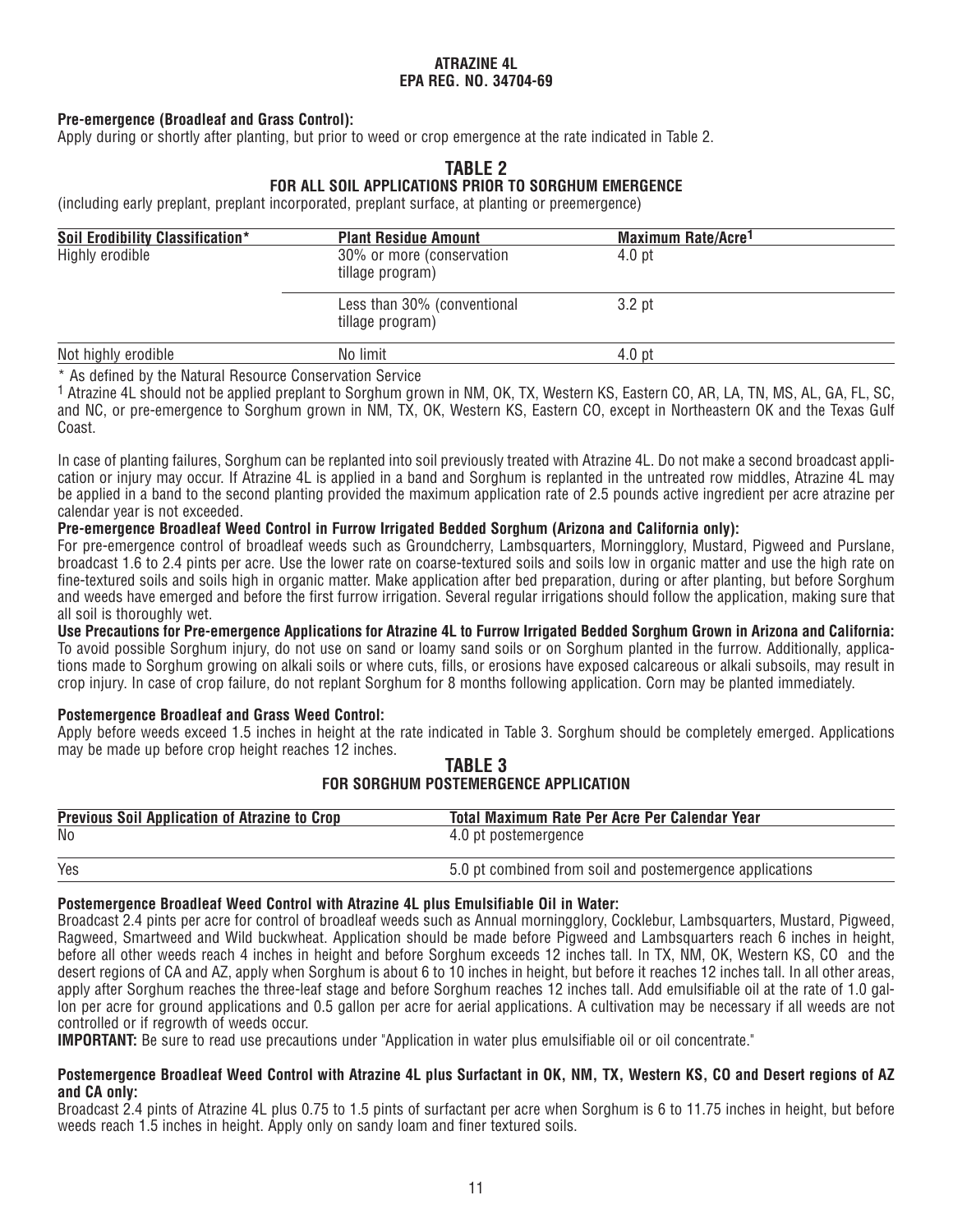**ATRAZINE 4L**
**EPA REG. NO. 34704-69**

**Pre-emergence (Broadleaf and Grass Control):**
Apply during or shortly after planting, but prior to weed or crop emergence at the rate indicated in Table 2.

## TABLE 2
## FOR ALL SOIL APPLICATIONS PRIOR TO SORGHUM EMERGENCE

(including early preplant, preplant incorporated, preplant surface, at planting or preemergence)

| Soil Erodibility Classification* | Plant Residue Amount | Maximum Rate/Acre[1] |
|---|---|---|
| Highly erodible | 30% or more (conservation tillage program) | 4.0 pt |
| | Less than 30% (conventional tillage program) | 3.2 pt |
| Not highly erodible | No limit | 4.0 pt |

* As defined by the Natural Resource Conservation Service

[1] Atrazine 4L should not be applied preplant to Sorghum grown in NM, OK, TX, Western KS, Eastern CO, AR, LA, TN, MS, AL, GA, FL, SC, and NC, or pre-emergence to Sorghum grown in NM, TX, OK, Western KS, Eastern CO, except in Northeastern OK and the Texas Gulf Coast.

In case of planting failures, Sorghum can be replanted into soil previously treated with Atrazine 4L. Do not make a second broadcast application or injury may occur. If Atrazine 4L is applied in a band and Sorghum is replanted in the untreated row middles, Atrazine 4L may be applied in a band to the second planting provided the maximum application rate of 2.5 pounds active ingredient per acre atrazine per calendar year is not exceeded.

**Pre-emergence Broadleaf Weed Control in Furrow Irrigated Bedded Sorghum (Arizona and California only):**
For pre-emergence control of broadleaf weeds such as Groundcherry, Lambsquarters, Morningglory, Mustard, Pigweed and Purslane, broadcast 1.6 to 2.4 pints per acre. Use the lower rate on coarse-textured soils and soils low in organic matter and use the high rate on fine-textured soils and soils high in organic matter. Make application after bed preparation, during or after planting, but before Sorghum and weeds have emerged and before the first furrow irrigation. Several regular irrigations should follow the application, making sure that all soil is thoroughly wet.

**Use Precautions for Pre-emergence Applications for Atrazine 4L to Furrow Irrigated Bedded Sorghum Grown in Arizona and California:**
To avoid possible Sorghum injury, do not use on sand or loamy sand soils or on Sorghum planted in the furrow. Additionally, applications made to Sorghum growing on alkali soils or where cuts, fills, or erosions have exposed calcareous or alkali subsoils, may result in crop injury. In case of crop failure, do not replant Sorghum for 8 months following application. Corn may be planted immediately.

**Postemergence Broadleaf and Grass Weed Control:**
Apply before weeds exceed 1.5 inches in height at the rate indicated in Table 3. Sorghum should be completely emerged. Applications may be made up before crop height reaches 12 inches.

## TABLE 3
## FOR SORGHUM POSTEMERGENCE APPLICATION

| Previous Soil Application of Atrazine to Crop | Total Maximum Rate Per Acre Per Calendar Year |
|---|---|
| No | 4.0 pt postemergence |
| Yes | 5.0 pt combined from soil and postemergence applications |

**Postemergence Broadleaf Weed Control with Atrazine 4L plus Emulsifiable Oil in Water:**
Broadcast 2.4 pints per acre for control of broadleaf weeds such as Annual morningglory, Cocklebur, Lambsquarters, Mustard, Pigweed, Ragweed, Smartweed and Wild buckwheat. Application should be made before Pigweed and Lambsquarters reach 6 inches in height, before all other weeds reach 4 inches in height and before Sorghum exceeds 12 inches tall. In TX, NM, OK, Western KS, CO and the desert regions of CA and AZ, apply when Sorghum is about 6 to 10 inches in height, but before it reaches 12 inches tall. In all other areas, apply after Sorghum reaches the three-leaf stage and before Sorghum reaches 12 inches tall. Add emulsifiable oil at the rate of 1.0 gallon per acre for ground applications and 0.5 gallon per acre for aerial applications. A cultivation may be necessary if all weeds are not controlled or if regrowth of weeds occur.

**IMPORTANT:** Be sure to read use precautions under "Application in water plus emulsifiable oil or oil concentrate."

**Postemergence Broadleaf Weed Control with Atrazine 4L plus Surfactant in OK, NM, TX, Western KS, CO and Desert regions of AZ and CA only:**
Broadcast 2.4 pints of Atrazine 4L plus 0.75 to 1.5 pints of surfactant per acre when Sorghum is 6 to 11.75 inches in height, but before weeds reach 1.5 inches in height. Apply only on sandy loam and finer textured soils.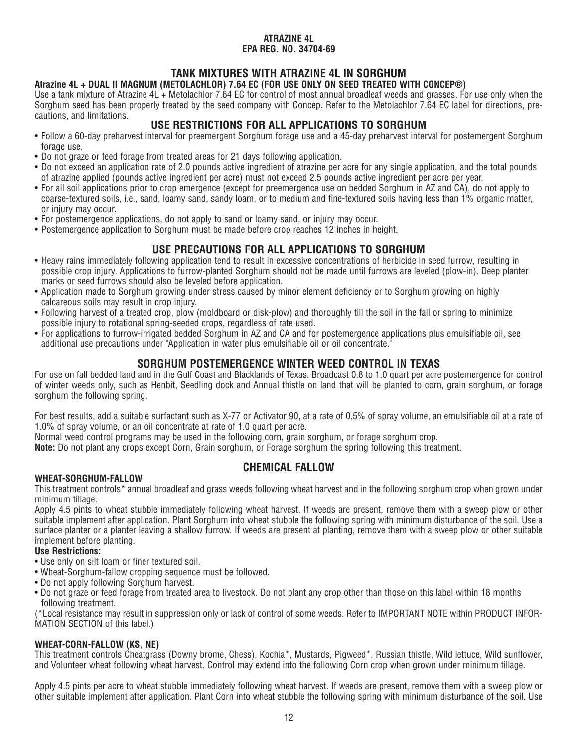**ATRAZINE 4L**
**EPA REG. NO. 34704-69**

## TANK MIXTURES WITH ATRAZINE 4L IN SORGHUM

**Atrazine 4L + DUAL II MAGNUM (METOLACHLOR) 7.64 EC (FOR USE ONLY ON SEED TREATED WITH CONCEP®)**

Use a tank mixture of Atrazine 4L + Metolachlor 7.64 EC for control of most annual broadleaf weeds and grasses. For use only when the Sorghum seed has been properly treated by the seed company with Concep. Refer to the Metolachlor 7.64 EC label for directions, precautions, and limitations.

## USE RESTRICTIONS FOR ALL APPLICATIONS TO SORGHUM

- Follow a 60-day preharvest interval for preemergent Sorghum forage use and a 45-day preharvest interval for postemergent Sorghum forage use.
- Do not graze or feed forage from treated areas for 21 days following application.
- Do not exceed an application rate of 2.0 pounds active ingredient of atrazine per acre for any single application, and the total pounds of atrazine applied (pounds active ingredient per acre) must not exceed 2.5 pounds active ingredient per acre per year.
- For all soil applications prior to crop emergence (except for preemergence use on bedded Sorghum in AZ and CA), do not apply to coarse-textured soils, i.e., sand, loamy sand, sandy loam, or to medium and fine-textured soils having less than 1% organic matter, or injury may occur.
- For postemergence applications, do not apply to sand or loamy sand, or injury may occur.
- Postemergence application to Sorghum must be made before crop reaches 12 inches in height.

## USE PRECAUTIONS FOR ALL APPLICATIONS TO SORGHUM

- Heavy rains immediately following application tend to result in excessive concentrations of herbicide in seed furrow, resulting in possible crop injury. Applications to furrow-planted Sorghum should not be made until furrows are leveled (plow-in). Deep planter marks or seed furrows should also be leveled before application.
- Application made to Sorghum growing under stress caused by minor element deficiency or to Sorghum growing on highly calcareous soils may result in crop injury.
- Following harvest of a treated crop, plow (moldboard or disk-plow) and thoroughly till the soil in the fall or spring to minimize possible injury to rotational spring-seeded crops, regardless of rate used.
- For applications to furrow-irrigated bedded Sorghum in AZ and CA and for postemergence applications plus emulsifiable oil, see additional use precautions under "Application in water plus emulsifiable oil or oil concentrate."

## SORGHUM POSTEMERGENCE WINTER WEED CONTROL IN TEXAS

For use on fall bedded land and in the Gulf Coast and Blacklands of Texas. Broadcast 0.8 to 1.0 quart per acre postemergence for control of winter weeds only, such as Henbit, Seedling dock and Annual thistle on land that will be planted to corn, grain sorghum, or forage sorghum the following spring.

For best results, add a suitable surfactant such as X-77 or Activator 90, at a rate of 0.5% of spray volume, an emulsifiable oil at a rate of 1.0% of spray volume, or an oil concentrate at rate of 1.0 quart per acre.

Normal weed control programs may be used in the following corn, grain sorghum, or forage sorghum crop.

**Note:** Do not plant any crops except Corn, Grain sorghum, or Forage sorghum the spring following this treatment.

## CHEMICAL FALLOW

### WHEAT-SORGHUM-FALLOW

This treatment controls* annual broadleaf and grass weeds following wheat harvest and in the following sorghum crop when grown under minimum tillage.

Apply 4.5 pints to wheat stubble immediately following wheat harvest. If weeds are present, remove them with a sweep plow or other suitable implement after application. Plant Sorghum into wheat stubble the following spring with minimum disturbance of the soil. Use a surface planter or a planter leaving a shallow furrow. If weeds are present at planting, remove them with a sweep plow or other suitable implement before planting.

**Use Restrictions:**

- Use only on silt loam or finer textured soil.
- Wheat-Sorghum-fallow cropping sequence must be followed.
- Do not apply following Sorghum harvest.
- Do not graze or feed forage from treated area to livestock. Do not plant any crop other than those on this label within 18 months following treatment.

(*Local resistance may result in suppression only or lack of control of some weeds. Refer to IMPORTANT NOTE within PRODUCT INFORMATION SECTION of this label.)

### WHEAT-CORN-FALLOW (KS, NE)

This treatment controls Cheatgrass (Downy brome, Chess), Kochia*, Mustards, Pigweed*, Russian thistle, Wild lettuce, Wild sunflower, and Volunteer wheat following wheat harvest. Control may extend into the following Corn crop when grown under minimum tillage.

Apply 4.5 pints per acre to wheat stubble immediately following wheat harvest. If weeds are present, remove them with a sweep plow or other suitable implement after application. Plant Corn into wheat stubble the following spring with minimum disturbance of the soil. Use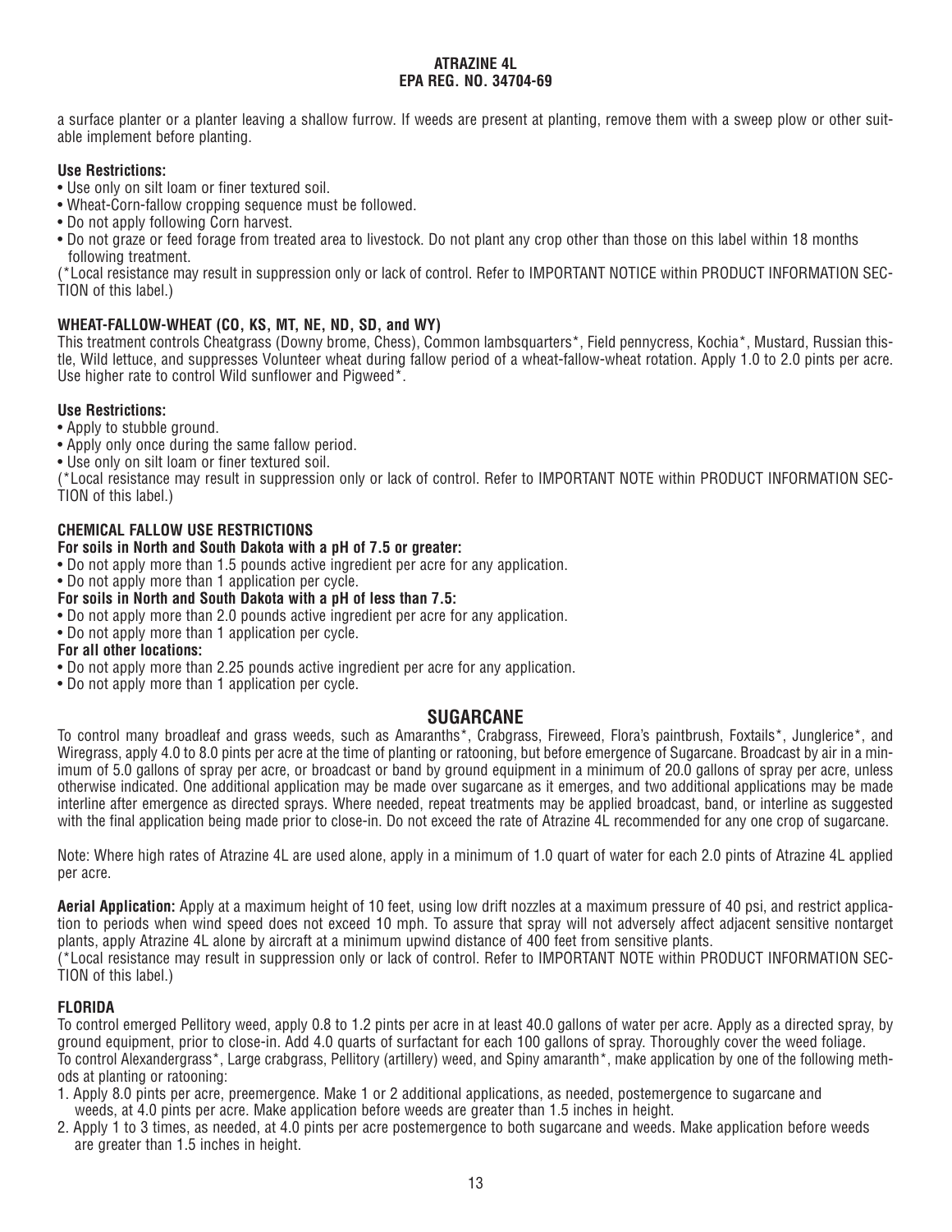a surface planter or a planter leaving a shallow furrow. If weeds are present at planting, remove them with a sweep plow or other suitable implement before planting.

**Use Restrictions:**

- Use only on silt loam or finer textured soil.
- Wheat-Corn-fallow cropping sequence must be followed.
- Do not apply following Corn harvest.
- Do not graze or feed forage from treated area to livestock. Do not plant any crop other than those on this label within 18 months following treatment.

(*Local resistance may result in suppression only or lack of control. Refer to IMPORTANT NOTICE within PRODUCT INFORMATION SECTION of this label.)

**WHEAT-FALLOW-WHEAT (CO, KS, MT, NE, ND, SD, and WY)**

This treatment controls Cheatgrass (Downy brome, Chess), Common lambsquarters*, Field pennycress, Kochia*, Mustard, Russian thistle, Wild lettuce, and suppresses Volunteer wheat during fallow period of a wheat-fallow-wheat rotation. Apply 1.0 to 2.0 pints per acre. Use higher rate to control Wild sunflower and Pigweed*.

**Use Restrictions:**

- Apply to stubble ground.
- Apply only once during the same fallow period.
- Use only on silt loam or finer textured soil.

(*Local resistance may result in suppression only or lack of control. Refer to IMPORTANT NOTE within PRODUCT INFORMATION SECTION of this label.)

**CHEMICAL FALLOW USE RESTRICTIONS**

**For soils in North and South Dakota with a pH of 7.5 or greater:**

- Do not apply more than 1.5 pounds active ingredient per acre for any application.
- Do not apply more than 1 application per cycle.

**For soils in North and South Dakota with a pH of less than 7.5:**

- Do not apply more than 2.0 pounds active ingredient per acre for any application.
- Do not apply more than 1 application per cycle.

**For all other locations:**

- Do not apply more than 2.25 pounds active ingredient per acre for any application.
- Do not apply more than 1 application per cycle.

## SUGARCANE

To control many broadleaf and grass weeds, such as Amaranths*, Crabgrass, Fireweed, Flora's paintbrush, Foxtails*, Junglerice*, and Wiregrass, apply 4.0 to 8.0 pints per acre at the time of planting or ratooning, but before emergence of Sugarcane. Broadcast by air in a minimum of 5.0 gallons of spray per acre, or broadcast or band by ground equipment in a minimum of 20.0 gallons of spray per acre, unless otherwise indicated. One additional application may be made over sugarcane as it emerges, and two additional applications may be made interline after emergence as directed sprays. Where needed, repeat treatments may be applied broadcast, band, or interline as suggested with the final application being made prior to close-in. Do not exceed the rate of Atrazine 4L recommended for any one crop of sugarcane.

Note: Where high rates of Atrazine 4L are used alone, apply in a minimum of 1.0 quart of water for each 2.0 pints of Atrazine 4L applied per acre.

**Aerial Application:** Apply at a maximum height of 10 feet, using low drift nozzles at a maximum pressure of 40 psi, and restrict application to periods when wind speed does not exceed 10 mph. To assure that spray will not adversely affect adjacent sensitive nontarget plants, apply Atrazine 4L alone by aircraft at a minimum upwind distance of 400 feet from sensitive plants.

(*Local resistance may result in suppression only or lack of control. Refer to IMPORTANT NOTE within PRODUCT INFORMATION SECTION of this label.)

**FLORIDA**

To control emerged Pellitory weed, apply 0.8 to 1.2 pints per acre in at least 40.0 gallons of water per acre. Apply as a directed spray, by ground equipment, prior to close-in. Add 4.0 quarts of surfactant for each 100 gallons of spray. Thoroughly cover the weed foliage.
To control Alexandergrass*, Large crabgrass, Pellitory (artillery) weed, and Spiny amaranth*, make application by one of the following methods at planting or ratooning:

1. Apply 8.0 pints per acre, preemergence. Make 1 or 2 additional applications, as needed, postemergence to sugarcane and weeds, at 4.0 pints per acre. Make application before weeds are greater than 1.5 inches in height.
2. Apply 1 to 3 times, as needed, at 4.0 pints per acre postemergence to both sugarcane and weeds. Make application before weeds are greater than 1.5 inches in height.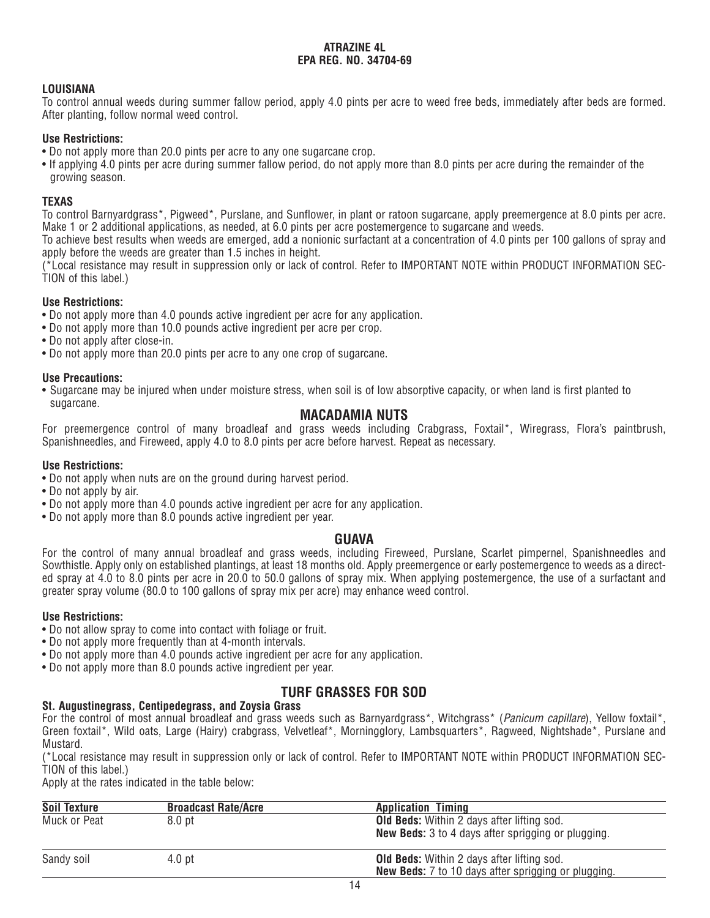**ATRAZINE 4L**
**EPA REG. NO. 34704-69**

### LOUISIANA

To control annual weeds during summer fallow period, apply 4.0 pints per acre to weed free beds, immediately after beds are formed. After planting, follow normal weed control.

**Use Restrictions:**

- Do not apply more than 20.0 pints per acre to any one sugarcane crop.
- If applying 4.0 pints per acre during summer fallow period, do not apply more than 8.0 pints per acre during the remainder of the growing season.

### TEXAS

To control Barnyardgrass*, Pigweed*, Purslane, and Sunflower, in plant or ratoon sugarcane, apply preemergence at 8.0 pints per acre. Make 1 or 2 additional applications, as needed, at 6.0 pints per acre postemergence to sugarcane and weeds.

To achieve best results when weeds are emerged, add a nonionic surfactant at a concentration of 4.0 pints per 100 gallons of spray and apply before the weeds are greater than 1.5 inches in height.

(*Local resistance may result in suppression only or lack of control. Refer to IMPORTANT NOTE within PRODUCT INFORMATION SECTION of this label.)

**Use Restrictions:**

- Do not apply more than 4.0 pounds active ingredient per acre for any application.
- Do not apply more than 10.0 pounds active ingredient per acre per crop.
- Do not apply after close-in.
- Do not apply more than 20.0 pints per acre to any one crop of sugarcane.

**Use Precautions:**

- Sugarcane may be injured when under moisture stress, when soil is of low absorptive capacity, or when land is first planted to sugarcane.

## MACADAMIA NUTS

For preemergence control of many broadleaf and grass weeds including Crabgrass, Foxtail*, Wiregrass, Flora's paintbrush, Spanishneedles, and Fireweed, apply 4.0 to 8.0 pints per acre before harvest. Repeat as necessary.

**Use Restrictions:**

- Do not apply when nuts are on the ground during harvest period.
- Do not apply by air.
- Do not apply more than 4.0 pounds active ingredient per acre for any application.
- Do not apply more than 8.0 pounds active ingredient per year.

## GUAVA

For the control of many annual broadleaf and grass weeds, including Fireweed, Purslane, Scarlet pimpernel, Spanishneedles and Sowthistle. Apply only on established plantings, at least 18 months old. Apply preemergence or early postemergence to weeds as a directed spray at 4.0 to 8.0 pints per acre in 20.0 to 50.0 gallons of spray mix. When applying postemergence, the use of a surfactant and greater spray volume (80.0 to 100 gallons of spray mix per acre) may enhance weed control.

**Use Restrictions:**

- Do not allow spray to come into contact with foliage or fruit.
- Do not apply more frequently than at 4-month intervals.
- Do not apply more than 4.0 pounds active ingredient per acre for any application.
- Do not apply more than 8.0 pounds active ingredient per year.

## TURF GRASSES FOR SOD

### St. Augustinegrass, Centipedegrass, and Zoysia Grass

For the control of most annual broadleaf and grass weeds such as Barnyardgrass*, Witchgrass* (*Panicum capillare*), Yellow foxtail*, Green foxtail*, Wild oats, Large (Hairy) crabgrass, Velvetleaf*, Morningglory, Lambsquarters*, Ragweed, Nightshade*, Purslane and Mustard.

(*Local resistance may result in suppression only or lack of control. Refer to IMPORTANT NOTE within PRODUCT INFORMATION SECTION of this label.)

Apply at the rates indicated in the table below:

| Soil Texture | Broadcast Rate/Acre | Application Timing |
|---|---|---|
| Muck or Peat | 8.0 pt | **Old Beds:** Within 2 days after lifting sod.<br>**New Beds:** 3 to 4 days after sprigging or plugging. |
| Sandy soil | 4.0 pt | **Old Beds:** Within 2 days after lifting sod.<br>**New Beds:** 7 to 10 days after sprigging or plugging. |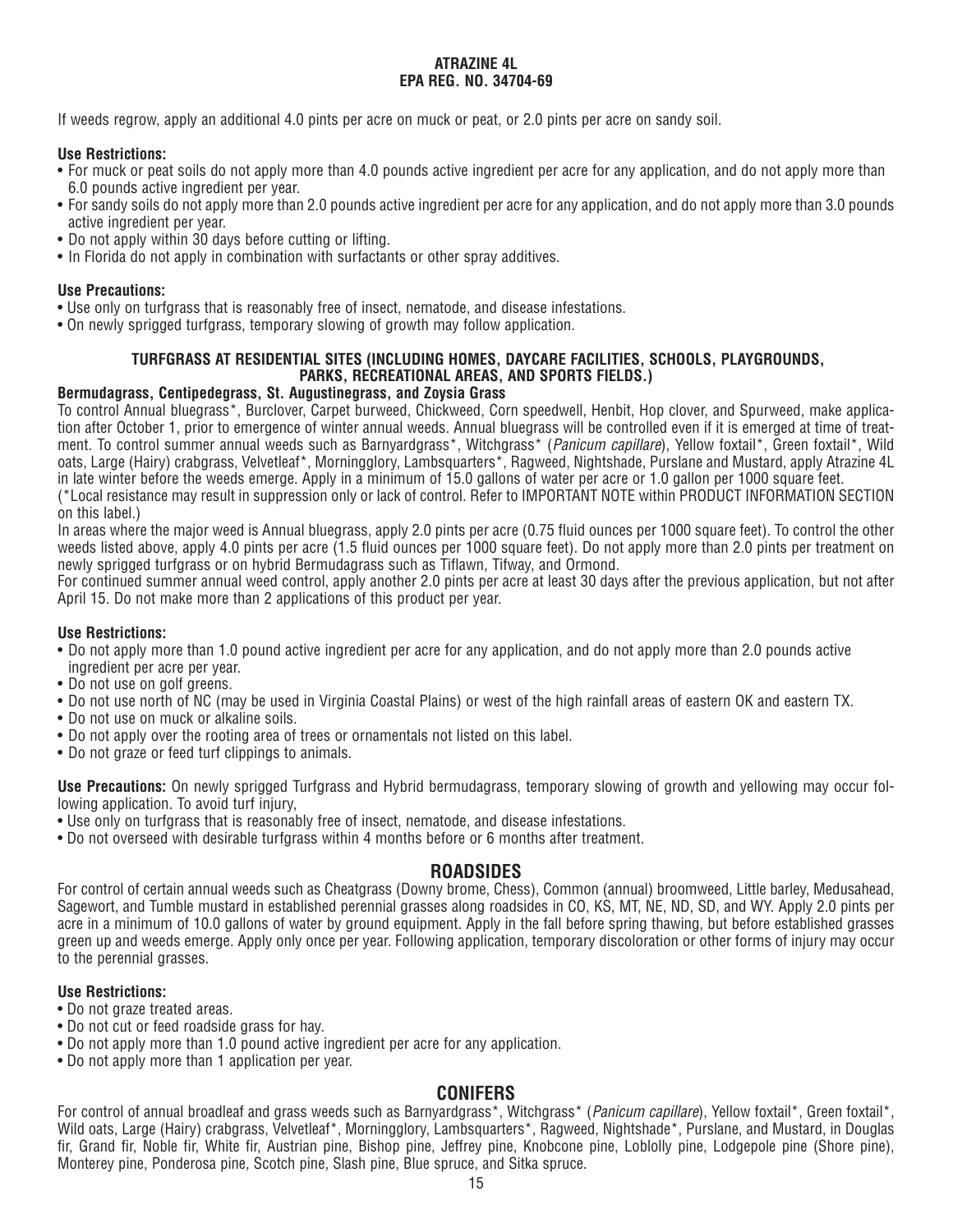If weeds regrow, apply an additional 4.0 pints per acre on muck or peat, or 2.0 pints per acre on sandy soil.

**Use Restrictions:**

- For muck or peat soils do not apply more than 4.0 pounds active ingredient per acre for any application, and do not apply more than 6.0 pounds active ingredient per year.
- For sandy soils do not apply more than 2.0 pounds active ingredient per acre for any application, and do not apply more than 3.0 pounds active ingredient per year.
- Do not apply within 30 days before cutting or lifting.
- In Florida do not apply in combination with surfactants or other spray additives.

**Use Precautions:**

- Use only on turfgrass that is reasonably free of insect, nematode, and disease infestations.
- On newly sprigged turfgrass, temporary slowing of growth may follow application.

### TURFGRASS AT RESIDENTIAL SITES (INCLUDING HOMES, DAYCARE FACILITIES, SCHOOLS, PLAYGROUNDS, PARKS, RECREATIONAL AREAS, AND SPORTS FIELDS.)

**Bermudagrass, Centipedegrass, St. Augustinegrass, and Zoysia Grass**

To control Annual bluegrass*, Burclover, Carpet burweed, Chickweed, Corn speedwell, Henbit, Hop clover, and Spurweed, make application after October 1, prior to emergence of winter annual weeds. Annual bluegrass will be controlled even if it is emerged at time of treatment. To control summer annual weeds such as Barnyardgrass*, Witchgrass* (*Panicum capillare*), Yellow foxtail*, Green foxtail*, Wild oats, Large (Hairy) crabgrass, Velvetleaf*, Morningglory, Lambsquarters*, Ragweed, Nightshade, Purslane and Mustard, apply Atrazine 4L in late winter before the weeds emerge. Apply in a minimum of 15.0 gallons of water per acre or 1.0 gallon per 1000 square feet.

(*Local resistance may result in suppression only or lack of control. Refer to IMPORTANT NOTE within PRODUCT INFORMATION SECTION on this label.)

In areas where the major weed is Annual bluegrass, apply 2.0 pints per acre (0.75 fluid ounces per 1000 square feet). To control the other weeds listed above, apply 4.0 pints per acre (1.5 fluid ounces per 1000 square feet). Do not apply more than 2.0 pints per treatment on newly sprigged turfgrass or on hybrid Bermudagrass such as Tiflawn, Tifway, and Ormond.

For continued summer annual weed control, apply another 2.0 pints per acre at least 30 days after the previous application, but not after April 15. Do not make more than 2 applications of this product per year.

**Use Restrictions:**

- Do not apply more than 1.0 pound active ingredient per acre for any application, and do not apply more than 2.0 pounds active ingredient per acre per year.
- Do not use on golf greens.
- Do not use north of NC (may be used in Virginia Coastal Plains) or west of the high rainfall areas of eastern OK and eastern TX.
- Do not use on muck or alkaline soils.
- Do not apply over the rooting area of trees or ornamentals not listed on this label.
- Do not graze or feed turf clippings to animals.

**Use Precautions:** On newly sprigged Turfgrass and Hybrid bermudagrass, temporary slowing of growth and yellowing may occur following application. To avoid turf injury,

- Use only on turfgrass that is reasonably free of insect, nematode, and disease infestations.
- Do not overseed with desirable turfgrass within 4 months before or 6 months after treatment.

## ROADSIDES

For control of certain annual weeds such as Cheatgrass (Downy brome, Chess), Common (annual) broomweed, Little barley, Medusahead, Sagewort, and Tumble mustard in established perennial grasses along roadsides in CO, KS, MT, NE, ND, SD, and WY. Apply 2.0 pints per acre in a minimum of 10.0 gallons of water by ground equipment. Apply in the fall before spring thawing, but before established grasses green up and weeds emerge. Apply only once per year. Following application, temporary discoloration or other forms of injury may occur to the perennial grasses.

**Use Restrictions:**

- Do not graze treated areas.
- Do not cut or feed roadside grass for hay.
- Do not apply more than 1.0 pound active ingredient per acre for any application.
- Do not apply more than 1 application per year.

## CONIFERS

For control of annual broadleaf and grass weeds such as Barnyardgrass*, Witchgrass* (*Panicum capillare*), Yellow foxtail*, Green foxtail*, Wild oats, Large (Hairy) crabgrass, Velvetleaf*, Morningglory, Lambsquarters*, Ragweed, Nightshade*, Purslane, and Mustard, in Douglas fir, Grand fir, Noble fir, White fir, Austrian pine, Bishop pine, Jeffrey pine, Knobcone pine, Loblolly pine, Lodgepole pine (Shore pine), Monterey pine, Ponderosa pine, Scotch pine, Slash pine, Blue spruce, and Sitka spruce.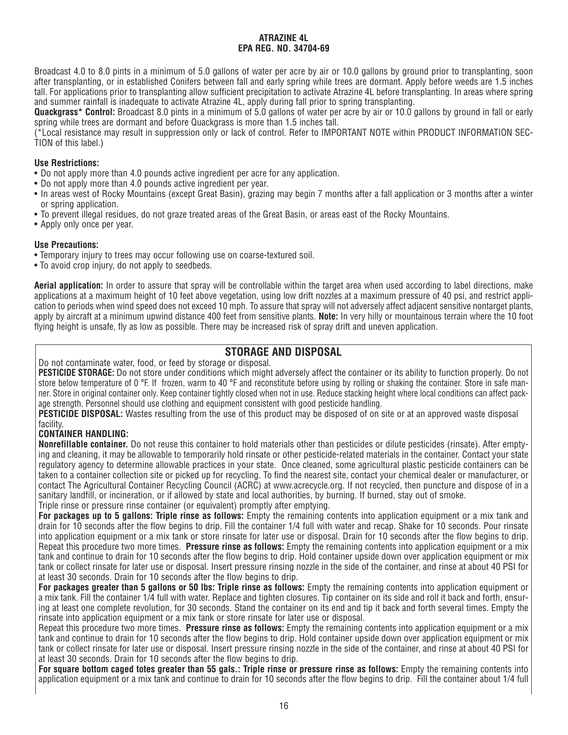Broadcast 4.0 to 8.0 pints in a minimum of 5.0 gallons of water per acre by air or 10.0 gallons by ground prior to transplanting, soon after transplanting, or in established Conifers between fall and early spring while trees are dormant. Apply before weeds are 1.5 inches tall. For applications prior to transplanting allow sufficient precipitation to activate Atrazine 4L before transplanting. In areas where spring and summer rainfall is inadequate to activate Atrazine 4L, apply during fall prior to spring transplanting.

**Quackgrass* Control:** Broadcast 8.0 pints in a minimum of 5.0 gallons of water per acre by air or 10.0 gallons by ground in fall or early spring while trees are dormant and before Quackgrass is more than 1.5 inches tall.

(*Local resistance may result in suppression only or lack of control. Refer to IMPORTANT NOTE within PRODUCT INFORMATION SECTION of this label.)

**Use Restrictions:**

- Do not apply more than 4.0 pounds active ingredient per acre for any application.
- Do not apply more than 4.0 pounds active ingredient per year.
- In areas west of Rocky Mountains (except Great Basin), grazing may begin 7 months after a fall application or 3 months after a winter or spring application.
- To prevent illegal residues, do not graze treated areas of the Great Basin, or areas east of the Rocky Mountains.
- Apply only once per year.

**Use Precautions:**

- Temporary injury to trees may occur following use on coarse-textured soil.
- To avoid crop injury, do not apply to seedbeds.

**Aerial application:** In order to assure that spray will be controllable within the target area when used according to label directions, make applications at a maximum height of 10 feet above vegetation, using low drift nozzles at a maximum pressure of 40 psi, and restrict application to periods when wind speed does not exceed 10 mph. To assure that spray will not adversely affect adjacent sensitive nontarget plants, apply by aircraft at a minimum upwind distance 400 feet from sensitive plants. **Note:** In very hilly or mountainous terrain where the 10 foot flying height is unsafe, fly as low as possible. There may be increased risk of spray drift and uneven application.

## STORAGE AND DISPOSAL

Do not contaminate water, food, or feed by storage or disposal.

**PESTICIDE STORAGE:** Do not store under conditions which might adversely affect the container or its ability to function properly. Do not store below temperature of 0 °F. If frozen, warm to 40 °F and reconstitute before using by rolling or shaking the container. Store in safe manner. Store in original container only. Keep container tightly closed when not in use. Reduce stacking height where local conditions can affect package strength. Personnel should use clothing and equipment consistent with good pesticide handling.

**PESTICIDE DISPOSAL:** Wastes resulting from the use of this product may be disposed of on site or at an approved waste disposal facility.

**CONTAINER HANDLING:**

**Nonrefillable container.** Do not reuse this container to hold materials other than pesticides or dilute pesticides (rinsate). After emptying and cleaning, it may be allowable to temporarily hold rinsate or other pesticide-related materials in the container. Contact your state regulatory agency to determine allowable practices in your state. Once cleaned, some agricultural plastic pesticide containers can be taken to a container collection site or picked up for recycling. To find the nearest site, contact your chemical dealer or manufacturer, or contact The Agricultural Container Recycling Council (ACRC) at www.acrecycle.org. If not recycled, then puncture and dispose of in a sanitary landfill, or incineration, or if allowed by state and local authorities, by burning. If burned, stay out of smoke.

Triple rinse or pressure rinse container (or equivalent) promptly after emptying.

**For packages up to 5 gallons: Triple rinse as follows:** Empty the remaining contents into application equipment or a mix tank and drain for 10 seconds after the flow begins to drip. Fill the container 1/4 full with water and recap. Shake for 10 seconds. Pour rinsate into application equipment or a mix tank or store rinsate for later use or disposal. Drain for 10 seconds after the flow begins to drip. Repeat this procedure two more times. **Pressure rinse as follows:** Empty the remaining contents into application equipment or a mix tank and continue to drain for 10 seconds after the flow begins to drip. Hold container upside down over application equipment or mix tank or collect rinsate for later use or disposal. Insert pressure rinsing nozzle in the side of the container, and rinse at about 40 PSI for at least 30 seconds. Drain for 10 seconds after the flow begins to drip.

**For packages greater than 5 gallons or 50 lbs: Triple rinse as follows:** Empty the remaining contents into application equipment or a mix tank. Fill the container 1/4 full with water. Replace and tighten closures. Tip container on its side and roll it back and forth, ensuring at least one complete revolution, for 30 seconds. Stand the container on its end and tip it back and forth several times. Empty the rinsate into application equipment or a mix tank or store rinsate for later use or disposal.

Repeat this procedure two more times. **Pressure rinse as follows:** Empty the remaining contents into application equipment or a mix tank and continue to drain for 10 seconds after the flow begins to drip. Hold container upside down over application equipment or mix tank or collect rinsate for later use or disposal. Insert pressure rinsing nozzle in the side of the container, and rinse at about 40 PSI for at least 30 seconds. Drain for 10 seconds after the flow begins to drip.

**For square bottom caged totes greater than 55 gals.: Triple rinse or pressure rinse as follows:** Empty the remaining contents into application equipment or a mix tank and continue to drain for 10 seconds after the flow begins to drip. Fill the container about 1/4 full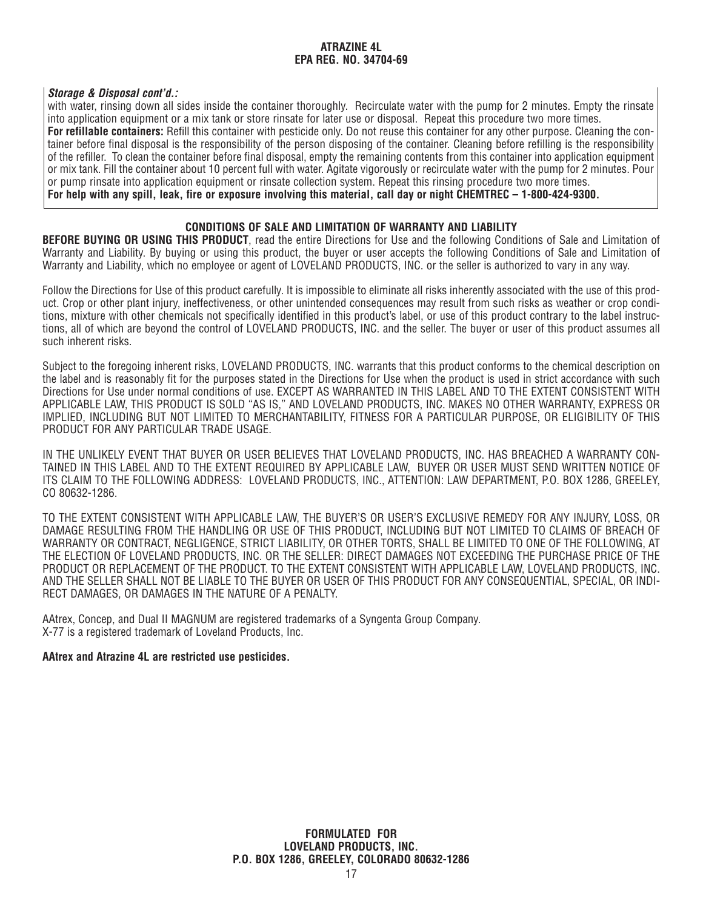***Storage & Disposal cont'd.:***
with water, rinsing down all sides inside the container thoroughly. Recirculate water with the pump for 2 minutes. Empty the rinsate into application equipment or a mix tank or store rinsate for later use or disposal. Repeat this procedure two more times.
**For refillable containers:** Refill this container with pesticide only. Do not reuse this container for any other purpose. Cleaning the container before final disposal is the responsibility of the person disposing of the container. Cleaning before refilling is the responsibility of the refiller. To clean the container before final disposal, empty the remaining contents from this container into application equipment or mix tank. Fill the container about 10 percent full with water. Agitate vigorously or recirculate water with the pump for 2 minutes. Pour or pump rinsate into application equipment or rinsate collection system. Repeat this rinsing procedure two more times.
**For help with any spill, leak, fire or exposure involving this material, call day or night CHEMTREC – 1-800-424-9300.**

## CONDITIONS OF SALE AND LIMITATION OF WARRANTY AND LIABILITY

**BEFORE BUYING OR USING THIS PRODUCT**, read the entire Directions for Use and the following Conditions of Sale and Limitation of Warranty and Liability. By buying or using this product, the buyer or user accepts the following Conditions of Sale and Limitation of Warranty and Liability, which no employee or agent of LOVELAND PRODUCTS, INC. or the seller is authorized to vary in any way.

Follow the Directions for Use of this product carefully. It is impossible to eliminate all risks inherently associated with the use of this product. Crop or other plant injury, ineffectiveness, or other unintended consequences may result from such risks as weather or crop conditions, mixture with other chemicals not specifically identified in this product's label, or use of this product contrary to the label instructions, all of which are beyond the control of LOVELAND PRODUCTS, INC. and the seller. The buyer or user of this product assumes all such inherent risks.

Subject to the foregoing inherent risks, LOVELAND PRODUCTS, INC. warrants that this product conforms to the chemical description on the label and is reasonably fit for the purposes stated in the Directions for Use when the product is used in strict accordance with such Directions for Use under normal conditions of use. EXCEPT AS WARRANTED IN THIS LABEL AND TO THE EXTENT CONSISTENT WITH APPLICABLE LAW, THIS PRODUCT IS SOLD "AS IS," AND LOVELAND PRODUCTS, INC. MAKES NO OTHER WARRANTY, EXPRESS OR IMPLIED, INCLUDING BUT NOT LIMITED TO MERCHANTABILITY, FITNESS FOR A PARTICULAR PURPOSE, OR ELIGIBILITY OF THIS PRODUCT FOR ANY PARTICULAR TRADE USAGE.

IN THE UNLIKELY EVENT THAT BUYER OR USER BELIEVES THAT LOVELAND PRODUCTS, INC. HAS BREACHED A WARRANTY CONTAINED IN THIS LABEL AND TO THE EXTENT REQUIRED BY APPLICABLE LAW, BUYER OR USER MUST SEND WRITTEN NOTICE OF ITS CLAIM TO THE FOLLOWING ADDRESS: LOVELAND PRODUCTS, INC., ATTENTION: LAW DEPARTMENT, P.O. BOX 1286, GREELEY, CO 80632-1286.

TO THE EXTENT CONSISTENT WITH APPLICABLE LAW, THE BUYER'S OR USER'S EXCLUSIVE REMEDY FOR ANY INJURY, LOSS, OR DAMAGE RESULTING FROM THE HANDLING OR USE OF THIS PRODUCT, INCLUDING BUT NOT LIMITED TO CLAIMS OF BREACH OF WARRANTY OR CONTRACT, NEGLIGENCE, STRICT LIABILITY, OR OTHER TORTS, SHALL BE LIMITED TO ONE OF THE FOLLOWING, AT THE ELECTION OF LOVELAND PRODUCTS, INC. OR THE SELLER: DIRECT DAMAGES NOT EXCEEDING THE PURCHASE PRICE OF THE PRODUCT OR REPLACEMENT OF THE PRODUCT. TO THE EXTENT CONSISTENT WITH APPLICABLE LAW, LOVELAND PRODUCTS, INC. AND THE SELLER SHALL NOT BE LIABLE TO THE BUYER OR USER OF THIS PRODUCT FOR ANY CONSEQUENTIAL, SPECIAL, OR INDIRECT DAMAGES, OR DAMAGES IN THE NATURE OF A PENALTY.

AAtrex, Concep, and Dual II MAGNUM are registered trademarks of a Syngenta Group Company.
X-77 is a registered trademark of Loveland Products, Inc.

**AAtrex and Atrazine 4L are restricted use pesticides.**

**FORMULATED FOR**
**LOVELAND PRODUCTS, INC.**
**P.O. BOX 1286, GREELEY, COLORADO 80632-1286**